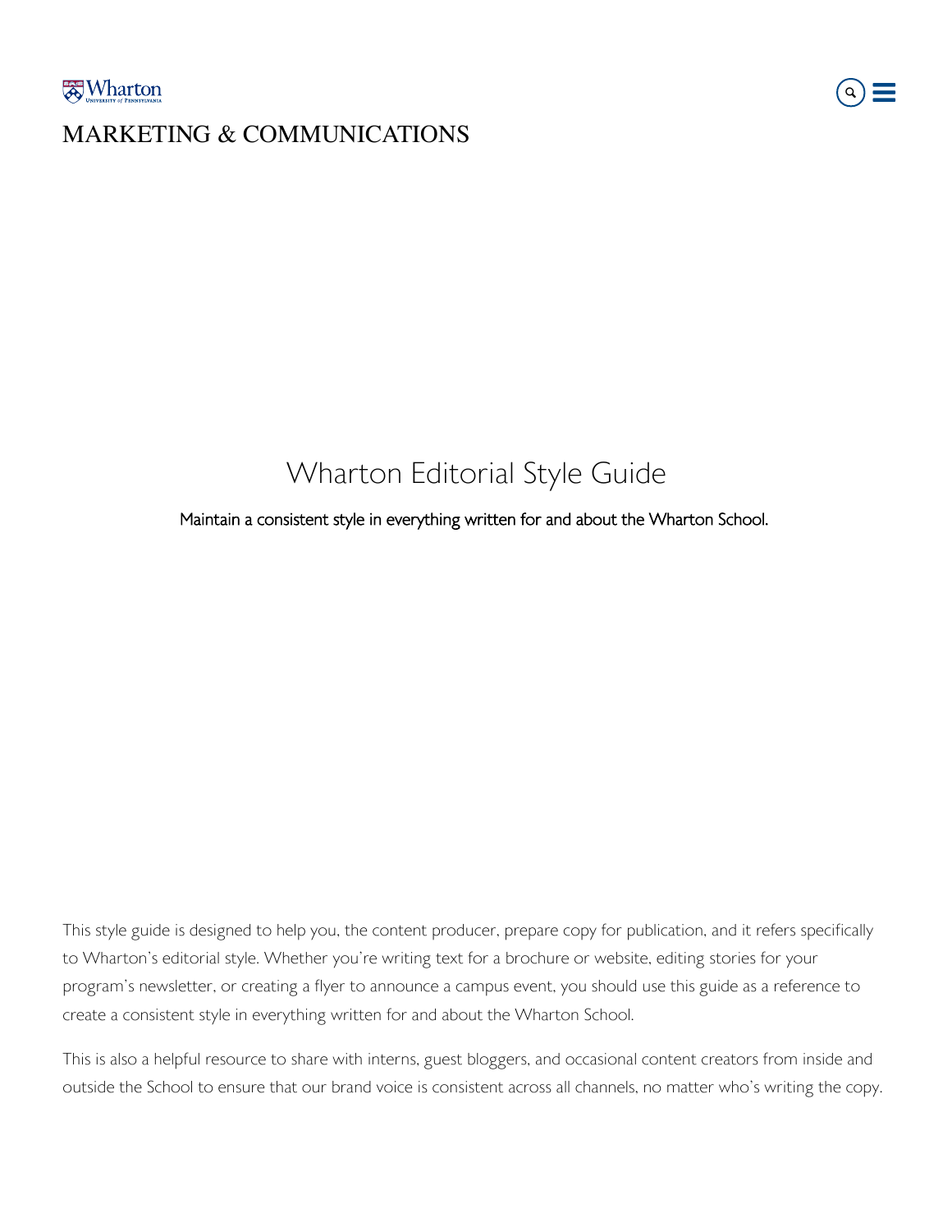MARKETING & COMMUNICATIONS

# Wharton Editorial Style Guide

Maintain a consistent style in everything written for and about the Wharton School.

This style guide is designed to help you, the content producer, prepare copy for publication, and it refers specifically to Wharton's editorial style. Whether you're writing text for a brochure or website, editing stories for your program's newsletter, or creating a flyer to announce a campus event, you should use this guide as a reference to create a consistent style in everything written for and about the Wharton School.

This is also a helpful resource to share with interns, guest bloggers, and occasional content creators from inside and outside the School to ensure that our brand voice is consistent across all channels, no matter who's writing the copy.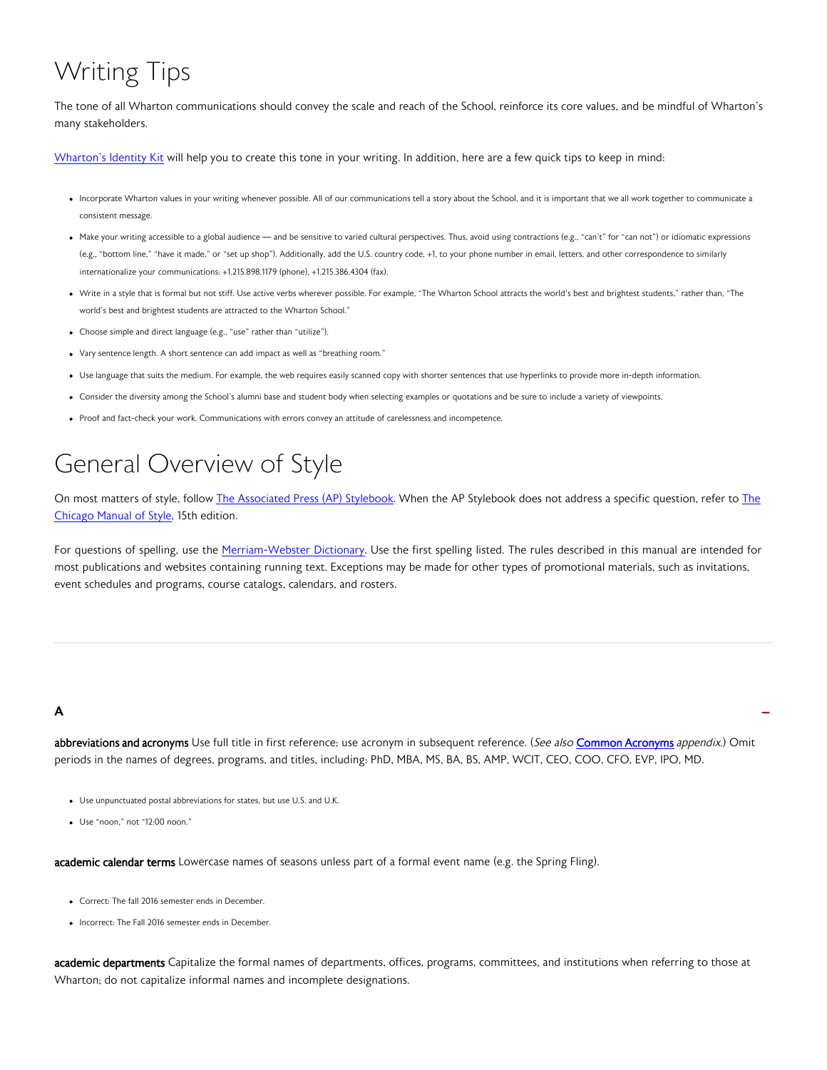# Writing Tips

The tone of all Wharton communications should convey the scale and reach of the School, reinforce its core values, and be mindful of Wharton's many stakeholders.

[Wharton's Identity Kit](#) will help you to create this tone in your writing. In addition, here are a few quick tips to keep in mind:

- Incorporate Wharton values in your writing whenever possible. All of our communications tell a story about the School, and it is important that we all work together to communicate a consistent message.
- Make your writing accessible to a global audience — and be sensitive to varied cultural perspectives. Thus, avoid using contractions (e.g., "can't" for "can not") or idiomatic expressions (e.g., "bottom line," "have it made," or "set up shop"). Additionally, add the U.S. country code, +1, to your phone number in email, letters, and other correspondence to similarly internationalize your communications: +1.215.898.1179 (phone), +1.215.386.4304 (fax).
- Write in a style that is formal but not stiff. Use active verbs wherever possible. For example, "The Wharton School attracts the world's best and brightest students," rather than, "The world's best and brightest students are attracted to the Wharton School."
- Choose simple and direct language (e.g., "use" rather than "utilize").
- Vary sentence length. A short sentence can add impact as well as "breathing room."
- Use language that suits the medium. For example, the web requires easily scanned copy with shorter sentences that use hyperlinks to provide more in-depth information.
- Consider the diversity among the School's alumni base and student body when selecting examples or quotations and be sure to include a variety of viewpoints.
- Proof and fact-check your work. Communications with errors convey an attitude of carelessness and incompetence.

# General Overview of Style

On most matters of style, follow [The Associated Press (AP) Stylebook](#). When the AP Stylebook does not address a specific question, refer to [The Chicago Manual of Style](#), 15th edition.

For questions of spelling, use the [Merriam-Webster Dictionary](#). Use the first spelling listed. The rules described in this manual are intended for most publications and websites containing running text. Exceptions may be made for other types of promotional materials, such as invitations, event schedules and programs, course catalogs, calendars, and rosters.

---

### A

**abbreviations and acronyms** Use full title in first reference; use acronym in subsequent reference. (*See also* [Common Acronyms](#) *appendix*.) Omit periods in the names of degrees, programs, and titles, including: PhD, MBA, MS, BA, BS, AMP, WCIT, CEO, COO, CFO, EVP, IPO, MD.

- Use unpunctuated postal abbreviations for states, but use U.S. and U.K.
- Use "noon," not "12:00 noon."

**academic calendar terms** Lowercase names of seasons unless part of a formal event name (e.g. the Spring Fling).

- Correct: The fall 2016 semester ends in December.
- Incorrect: The Fall 2016 semester ends in December.

**academic departments** Capitalize the formal names of departments, offices, programs, committees, and institutions when referring to those at Wharton; do not capitalize informal names and incomplete designations.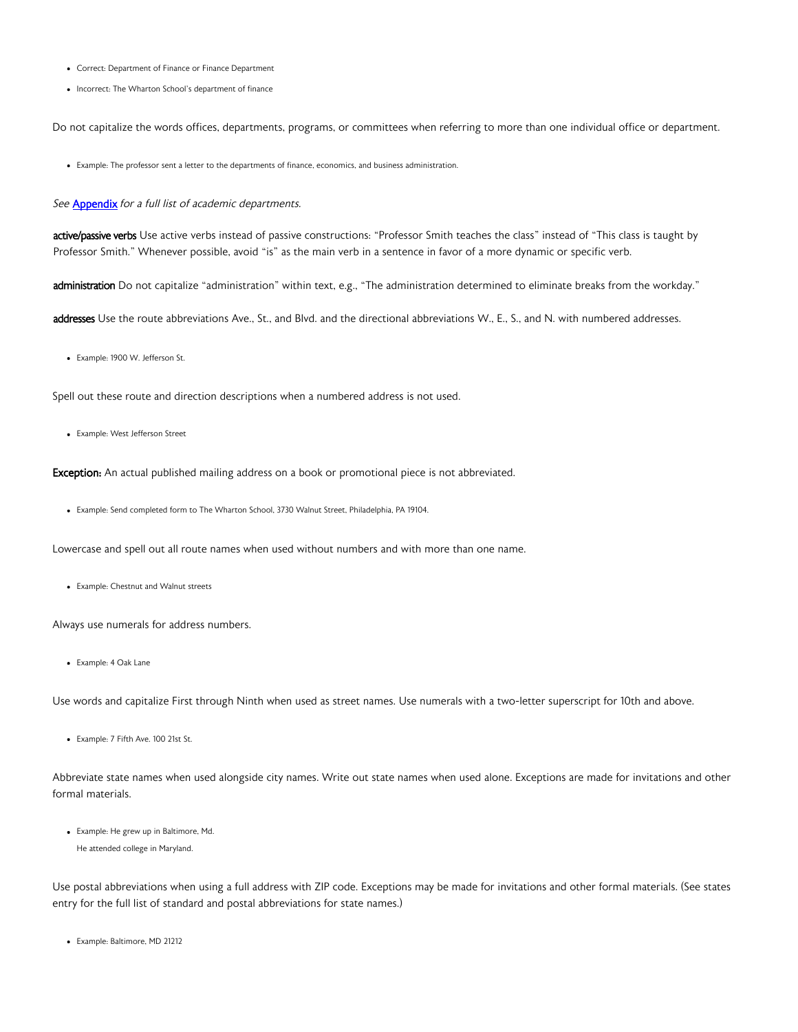- Correct: Department of Finance or Finance Department
- Incorrect: The Wharton School's department of finance

Do not capitalize the words offices, departments, programs, or committees when referring to more than one individual office or department.

- Example: The professor sent a letter to the departments of finance, economics, and business administration.

*See* [Appendix] *for a full list of academic departments.*

**active/passive verbs** Use active verbs instead of passive constructions: "Professor Smith teaches the class" instead of "This class is taught by Professor Smith." Whenever possible, avoid "is" as the main verb in a sentence in favor of a more dynamic or specific verb.

**administration** Do not capitalize "administration" within text, e.g., "The administration determined to eliminate breaks from the workday."

**addresses** Use the route abbreviations Ave., St., and Blvd. and the directional abbreviations W., E., S., and N. with numbered addresses.

- Example: 1900 W. Jefferson St.

Spell out these route and direction descriptions when a numbered address is not used.

- Example: West Jefferson Street

**Exception:** An actual published mailing address on a book or promotional piece is not abbreviated.

- Example: Send completed form to The Wharton School, 3730 Walnut Street, Philadelphia, PA 19104.

Lowercase and spell out all route names when used without numbers and with more than one name.

- Example: Chestnut and Walnut streets

Always use numerals for address numbers.

- Example: 4 Oak Lane

Use words and capitalize First through Ninth when used as street names. Use numerals with a two-letter superscript for 10th and above.

- Example: 7 Fifth Ave. 100 21st St.

Abbreviate state names when used alongside city names. Write out state names when used alone. Exceptions are made for invitations and other formal materials.

- Example: He grew up in Baltimore, Md.
  He attended college in Maryland.

Use postal abbreviations when using a full address with ZIP code. Exceptions may be made for invitations and other formal materials. (See states entry for the full list of standard and postal abbreviations for state names.)

- Example: Baltimore, MD 21212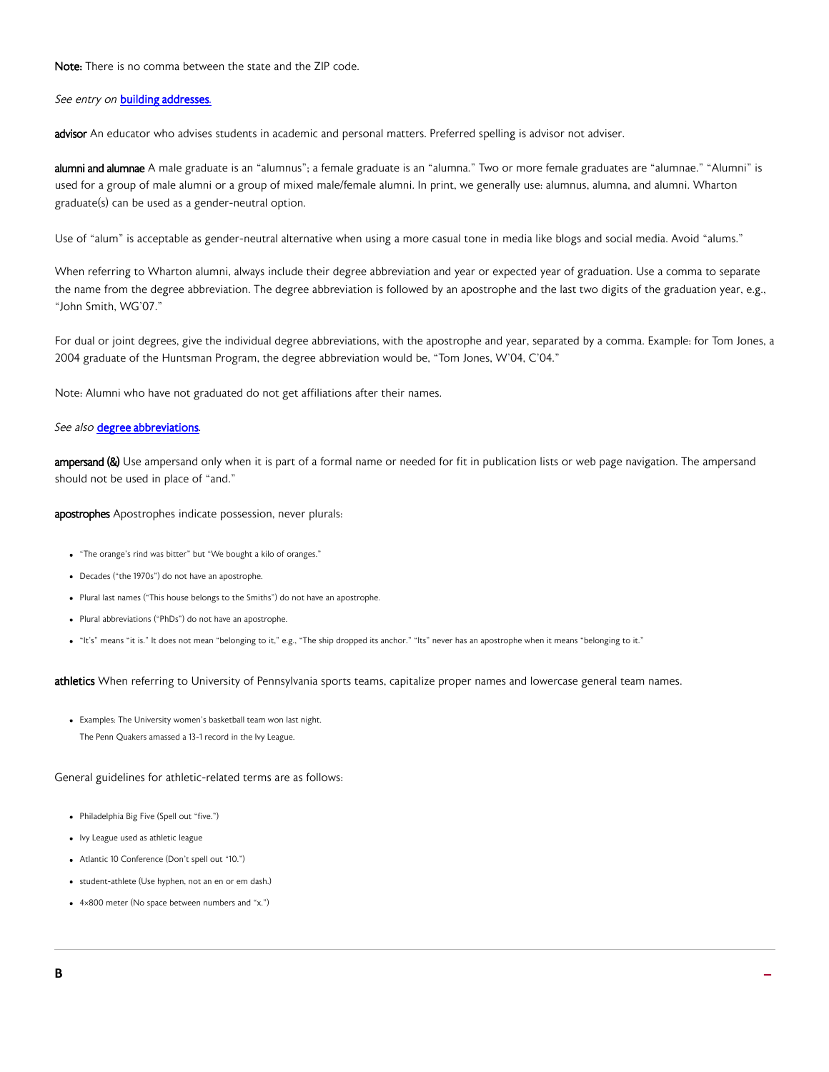**Note:** There is no comma between the state and the ZIP code.

*See entry on* [building addresses](#).

**advisor** An educator who advises students in academic and personal matters. Preferred spelling is advisor not adviser.

**alumni and alumnae** A male graduate is an "alumnus"; a female graduate is an "alumna." Two or more female graduates are "alumnae." "Alumni" is used for a group of male alumni or a group of mixed male/female alumni. In print, we generally use: alumnus, alumna, and alumni. Wharton graduate(s) can be used as a gender-neutral option.

Use of "alum" is acceptable as gender-neutral alternative when using a more casual tone in media like blogs and social media. Avoid "alums."

When referring to Wharton alumni, always include their degree abbreviation and year or expected year of graduation. Use a comma to separate the name from the degree abbreviation. The degree abbreviation is followed by an apostrophe and the last two digits of the graduation year, e.g., "John Smith, WG'07."

For dual or joint degrees, give the individual degree abbreviations, with the apostrophe and year, separated by a comma. Example: for Tom Jones, a 2004 graduate of the Huntsman Program, the degree abbreviation would be, "Tom Jones, W'04, C'04."

Note: Alumni who have not graduated do not get affiliations after their names.

*See also* [degree abbreviations](#).

**ampersand (&)** Use ampersand only when it is part of a formal name or needed for fit in publication lists or web page navigation. The ampersand should not be used in place of "and."

**apostrophes** Apostrophes indicate possession, never plurals:

- "The orange's rind was bitter" but "We bought a kilo of oranges."
- Decades ("the 1970s") do not have an apostrophe.
- Plural last names ("This house belongs to the Smiths") do not have an apostrophe.
- Plural abbreviations ("PhDs") do not have an apostrophe.
- "It's" means "it is." It does not mean "belonging to it," e.g., "The ship dropped its anchor." "Its" never has an apostrophe when it means "belonging to it."

**athletics** When referring to University of Pennsylvania sports teams, capitalize proper names and lowercase general team names.

- Examples: The University women's basketball team won last night.
  The Penn Quakers amassed a 13-1 record in the Ivy League.

General guidelines for athletic-related terms are as follows:

- Philadelphia Big Five (Spell out "five.")
- Ivy League used as athletic league
- Atlantic 10 Conference (Don't spell out "10.")
- student-athlete (Use hyphen, not an en or em dash.)
- 4×800 meter (No space between numbers and "x.")

## B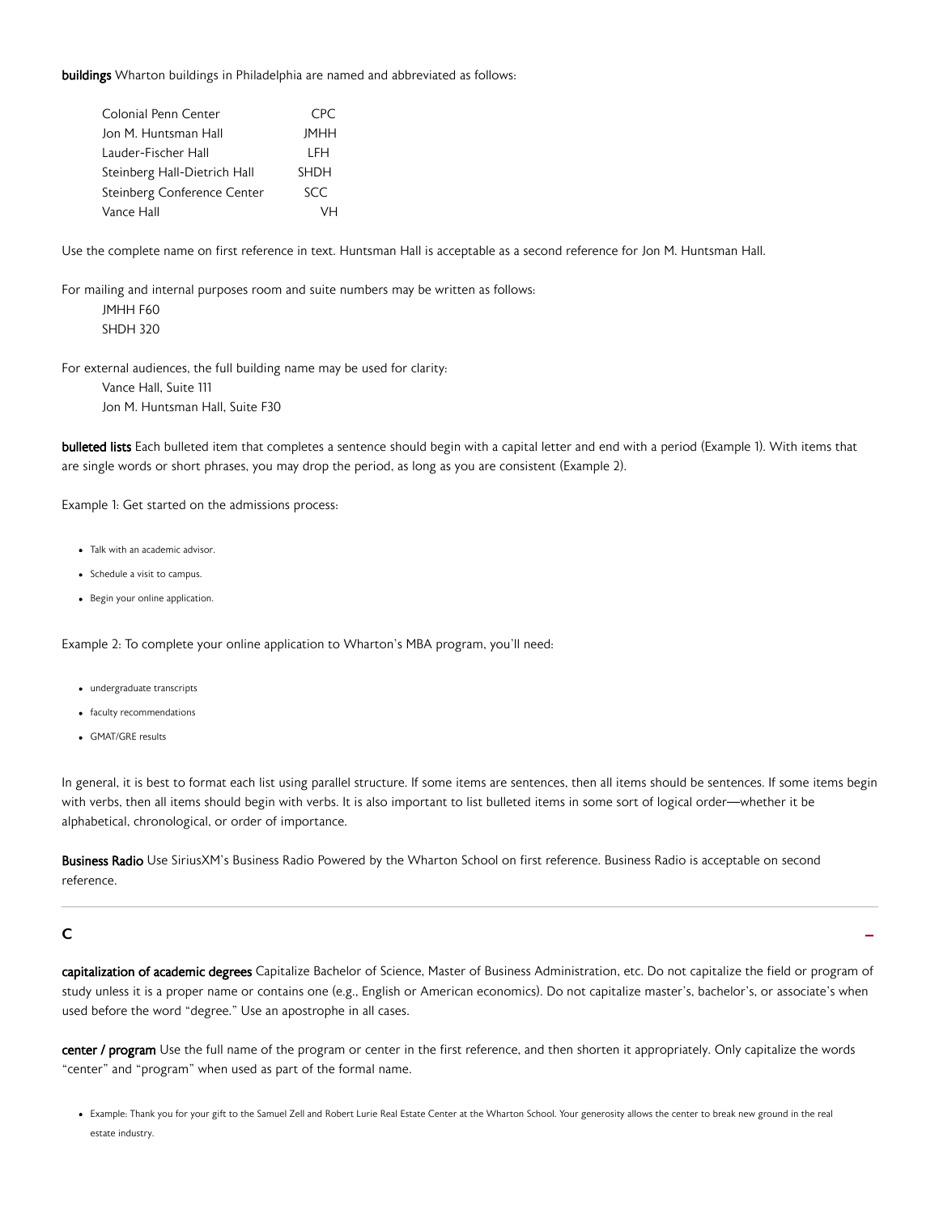**buildings** Wharton buildings in Philadelphia are named and abbreviated as follows:

| | |
|---|---|
| Colonial Penn Center | CPC |
| Jon M. Huntsman Hall | JMHH |
| Lauder-Fischer Hall | LFH |
| Steinberg Hall-Dietrich Hall | SHDH |
| Steinberg Conference Center | SCC |
| Vance Hall | VH |

Use the complete name on first reference in text. Huntsman Hall is acceptable as a second reference for Jon M. Huntsman Hall.

For mailing and internal purposes room and suite numbers may be written as follows:

JMHH F60
SHDH 320

For external audiences, the full building name may be used for clarity:

Vance Hall, Suite 111
Jon M. Huntsman Hall, Suite F30

**bulleted lists** Each bulleted item that completes a sentence should begin with a capital letter and end with a period (Example 1). With items that are single words or short phrases, you may drop the period, as long as you are consistent (Example 2).

Example 1: Get started on the admissions process:

- Talk with an academic advisor.
- Schedule a visit to campus.
- Begin your online application.

Example 2: To complete your online application to Wharton's MBA program, you'll need:

- undergraduate transcripts
- faculty recommendations
- GMAT/GRE results

In general, it is best to format each list using parallel structure. If some items are sentences, then all items should be sentences. If some items begin with verbs, then all items should begin with verbs. It is also important to list bulleted items in some sort of logical order—whether it be alphabetical, chronological, or order of importance.

**Business Radio** Use SiriusXM's Business Radio Powered by the Wharton School on first reference. Business Radio is acceptable on second reference.

## C

**capitalization of academic degrees** Capitalize Bachelor of Science, Master of Business Administration, etc. Do not capitalize the field or program of study unless it is a proper name or contains one (e.g., English or American economics). Do not capitalize master's, bachelor's, or associate's when used before the word "degree." Use an apostrophe in all cases.

**center / program** Use the full name of the program or center in the first reference, and then shorten it appropriately. Only capitalize the words "center" and "program" when used as part of the formal name.

- Example: Thank you for your gift to the Samuel Zell and Robert Lurie Real Estate Center at the Wharton School. Your generosity allows the center to break new ground in the real estate industry.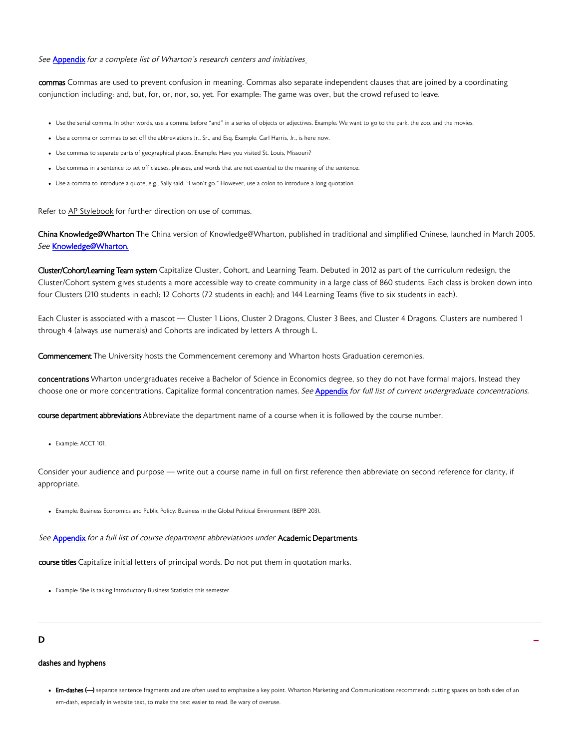*See* [Appendix](#) *for a complete list of Wharton's research centers and initiatives.*

**commas** Commas are used to prevent confusion in meaning. Commas also separate independent clauses that are joined by a coordinating conjunction including: and, but, for, or, nor, so, yet. For example: The game was over, but the crowd refused to leave.

- Use the serial comma. In other words, use a comma before "and" in a series of objects or adjectives. Example: We want to go to the park, the zoo, and the movies.
- Use a comma or commas to set off the abbreviations Jr., Sr., and Esq. Example: Carl Harris, Jr., is here now.
- Use commas to separate parts of geographical places. Example: Have you visited St. Louis, Missouri?
- Use commas in a sentence to set off clauses, phrases, and words that are not essential to the meaning of the sentence.
- Use a comma to introduce a quote, e.g., Sally said, "I won't go." However, use a colon to introduce a long quotation.

Refer to AP Stylebook for further direction on use of commas.

**China Knowledge@Wharton** The China version of Knowledge@Wharton, published in traditional and simplified Chinese, launched in March 2005. *See* [Knowledge@Wharton](#).

**Cluster/Cohort/Learning Team system** Capitalize Cluster, Cohort, and Learning Team. Debuted in 2012 as part of the curriculum redesign, the Cluster/Cohort system gives students a more accessible way to create community in a large class of 860 students. Each class is broken down into four Clusters (210 students in each); 12 Cohorts (72 students in each); and 144 Learning Teams (five to six students in each).

Each Cluster is associated with a mascot — Cluster 1 Lions, Cluster 2 Dragons, Cluster 3 Bees, and Cluster 4 Dragons. Clusters are numbered 1 through 4 (always use numerals) and Cohorts are indicated by letters A through L.

**Commencement** The University hosts the Commencement ceremony and Wharton hosts Graduation ceremonies.

**concentrations** Wharton undergraduates receive a Bachelor of Science in Economics degree, so they do not have formal majors. Instead they choose one or more concentrations. Capitalize formal concentration names. *See* [Appendix](#) *for full list of current undergraduate concentrations.*

**course department abbreviations** Abbreviate the department name of a course when it is followed by the course number.

- Example: ACCT 101.

Consider your audience and purpose — write out a course name in full on first reference then abbreviate on second reference for clarity, if appropriate.

- Example: Business Economics and Public Policy: Business in the Global Political Environment (BEPP 203).

*See* [Appendix](#) *for a full list of course department abbreviations under* **Academic Departments**.

**course titles** Capitalize initial letters of principal words. Do not put them in quotation marks.

- Example: She is taking Introductory Business Statistics this semester.

---

## D

### dashes and hyphens

- **Em-dashes (—)** separate sentence fragments and are often used to emphasize a key point. Wharton Marketing and Communications recommends putting spaces on both sides of an em-dash, especially in website text, to make the text easier to read. Be wary of overuse.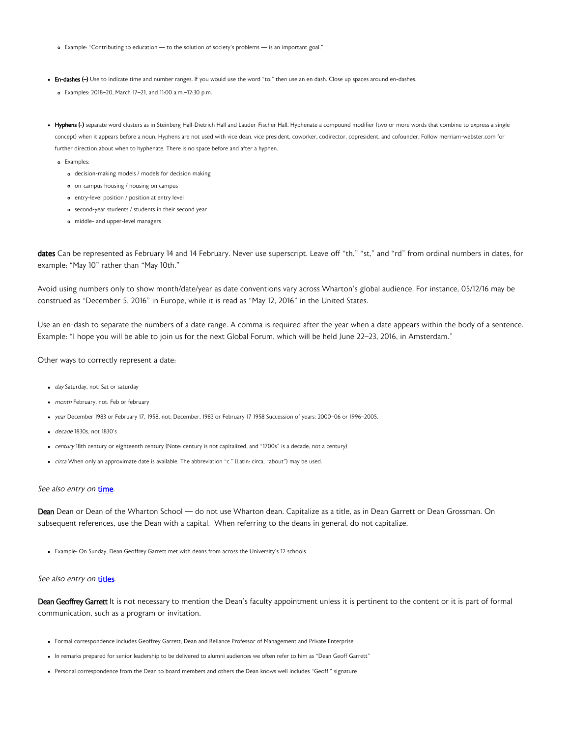- Example: "Contributing to education — to the solution of society's problems — is an important goal."

- **En-dashes (–)** Use to indicate time and number ranges. If you would use the word "to," then use an en dash. Close up spaces around en-dashes.
  - Examples: 2018–20, March 17–21, and 11:00 a.m.–12:30 p.m.

- **Hyphens (-)** separate word clusters as in Steinberg Hall-Dietrich Hall and Lauder-Fischer Hall. Hyphenate a compound modifier (two or more words that combine to express a single concept) when it appears before a noun. Hyphens are not used with vice dean, vice president, coworker, codirector, copresident, and cofounder. Follow merriam-webster.com for further direction about when to hyphenate. There is no space before and after a hyphen.
  - Examples:
    - decision-making models / models for decision making
    - on-campus housing / housing on campus
    - entry-level position / position at entry level
    - second-year students / students in their second year
    - middle- and upper-level managers

**dates** Can be represented as February 14 and 14 February. Never use superscript. Leave off "th," "st," and "rd" from ordinal numbers in dates, for example: "May 10" rather than "May 10th."

Avoid using numbers only to show month/date/year as date conventions vary across Wharton's global audience. For instance, 05/12/16 may be construed as "December 5, 2016" in Europe, while it is read as "May 12, 2016" in the United States.

Use an en-dash to separate the numbers of a date range. A comma is required after the year when a date appears within the body of a sentence. Example: "I hope you will be able to join us for the next Global Forum, which will be held June 22–23, 2016, in Amsterdam."

Other ways to correctly represent a date:

- *day* Saturday, not: Sat or saturday
- *month* February, not: Feb or february
- *year* December 1983 or February 17, 1958, not: December, 1983 or February 17 1958 Succession of years: 2000–06 or 1996–2005.
- *decade* 1830s, not 1830's
- *century* 18th century or eighteenth century (Note: century is not capitalized, and "1700s" is a decade, not a century)
- *circa* When only an approximate date is available. The abbreviation "c." (Latin: circa, "about") may be used.

*See also entry on* time.

**Dean** Dean or Dean of the Wharton School — do not use Wharton dean. Capitalize as a title, as in Dean Garrett or Dean Grossman. On subsequent references, use the Dean with a capital. When referring to the deans in general, do not capitalize.

- Example: On Sunday, Dean Geoffrey Garrett met with deans from across the University's 12 schools.

*See also entry on* titles.

**Dean Geoffrey Garrett** It is not necessary to mention the Dean's faculty appointment unless it is pertinent to the content or it is part of formal communication, such as a program or invitation.

- Formal correspondence includes Geoffrey Garrett, Dean and Reliance Professor of Management and Private Enterprise
- In remarks prepared for senior leadership to be delivered to alumni audiences we often refer to him as "Dean Geoff Garrett"
- Personal correspondence from the Dean to board members and others the Dean knows well includes "Geoff." signature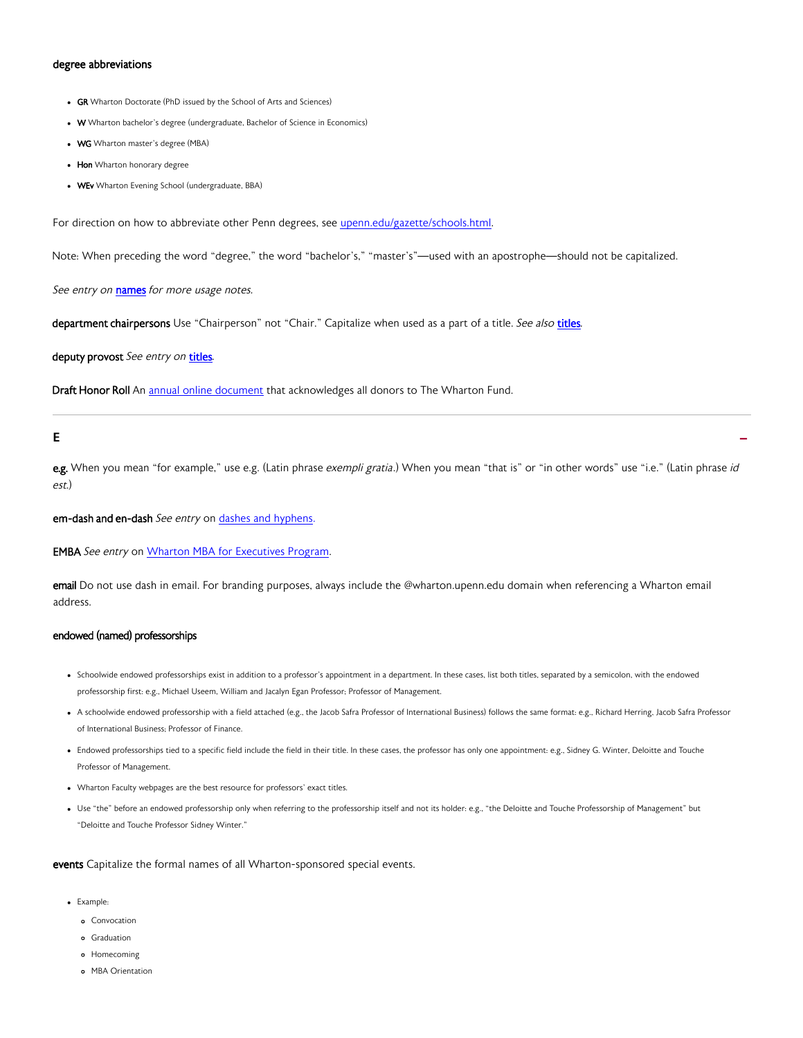**degree abbreviations**

- **GR** Wharton Doctorate (PhD issued by the School of Arts and Sciences)
- **W** Wharton bachelor's degree (undergraduate, Bachelor of Science in Economics)
- **WG** Wharton master's degree (MBA)
- **Hon** Wharton honorary degree
- **WEv** Wharton Evening School (undergraduate, BBA)

For direction on how to abbreviate other Penn degrees, see upenn.edu/gazette/schools.html.

Note: When preceding the word "degree," the word "bachelor's," "master's"—used with an apostrophe—should not be capitalized.

*See entry on* **names** *for more usage notes.*

**department chairpersons** Use "Chairperson" not "Chair." Capitalize when used as a part of a title. *See also* **titles**.

**deputy provost** *See entry on* **titles**.

**Draft Honor Roll** An annual online document that acknowledges all donors to The Wharton Fund.

---

## E

**e.g.** When you mean "for example," use e.g. (Latin phrase *exempli gratia*.) When you mean "that is" or "in other words" use "i.e." (Latin phrase *id est*.)

**em-dash and en-dash** *See entry* on dashes and hyphens.

**EMBA** *See entry* on Wharton MBA for Executives Program.

**email** Do not use dash in email. For branding purposes, always include the @wharton.upenn.edu domain when referencing a Wharton email address.

**endowed (named) professorships**

- Schoolwide endowed professorships exist in addition to a professor's appointment in a department. In these cases, list both titles, separated by a semicolon, with the endowed professorship first: e.g., Michael Useem, William and Jacalyn Egan Professor; Professor of Management.
- A schoolwide endowed professorship with a field attached (e.g., the Jacob Safra Professor of International Business) follows the same format: e.g., Richard Herring, Jacob Safra Professor of International Business; Professor of Finance.
- Endowed professorships tied to a specific field include the field in their title. In these cases, the professor has only one appointment: e.g., Sidney G. Winter, Deloitte and Touche Professor of Management.
- Wharton Faculty webpages are the best resource for professors' exact titles.
- Use "the" before an endowed professorship only when referring to the professorship itself and not its holder: e.g., "the Deloitte and Touche Professorship of Management" but "Deloitte and Touche Professor Sidney Winter."

**events** Capitalize the formal names of all Wharton-sponsored special events.

- Example:
  - Convocation
  - Graduation
  - Homecoming
  - MBA Orientation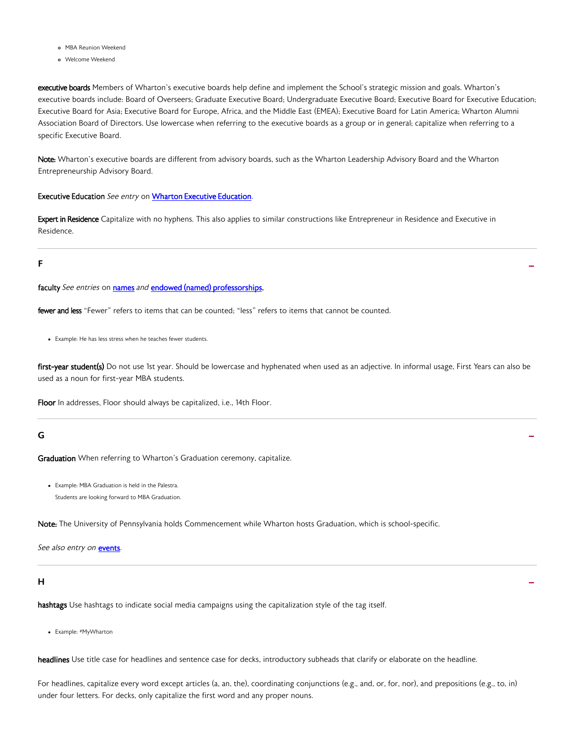- MBA Reunion Weekend
- Welcome Weekend

**executive boards** Members of Wharton's executive boards help define and implement the School's strategic mission and goals. Wharton's executive boards include: Board of Overseers; Graduate Executive Board; Undergraduate Executive Board; Executive Board for Executive Education; Executive Board for Asia; Executive Board for Europe, Africa, and the Middle East (EMEA); Executive Board for Latin America; Wharton Alumni Association Board of Directors. Use lowercase when referring to the executive boards as a group or in general; capitalize when referring to a specific Executive Board.

**Note:** Wharton's executive boards are different from advisory boards, such as the Wharton Leadership Advisory Board and the Wharton Entrepreneurship Advisory Board.

**Executive Education** *See entry* on [Wharton Executive Education](#).

**Expert in Residence** Capitalize with no hyphens. This also applies to similar constructions like Entrepreneur in Residence and Executive in Residence.

---

## F

**faculty** *See entries* on [names](#) *and* [endowed (named) professorships](#).

**fewer and less** "Fewer" refers to items that can be counted; "less" refers to items that cannot be counted.

- Example: He has less stress when he teaches fewer students.

**first-year student(s)** Do not use 1st year. Should be lowercase and hyphenated when used as an adjective. In informal usage, First Years can also be used as a noun for first-year MBA students.

**Floor** In addresses, Floor should always be capitalized, i.e., 14th Floor.

---

## G

**Graduation** When referring to Wharton's Graduation ceremony, capitalize.

- Example: MBA Graduation is held in the Palestra.
  Students are looking forward to MBA Graduation.

**Note:** The University of Pennsylvania holds Commencement while Wharton hosts Graduation, which is school-specific.

*See also entry on* [events](#).

---

## H

**hashtags** Use hashtags to indicate social media campaigns using the capitalization style of the tag itself.

- Example: #MyWharton

**headlines** Use title case for headlines and sentence case for decks, introductory subheads that clarify or elaborate on the headline.

For headlines, capitalize every word except articles (a, an, the), coordinating conjunctions (e.g., and, or, for, nor), and prepositions (e.g., to, in) under four letters. For decks, only capitalize the first word and any proper nouns.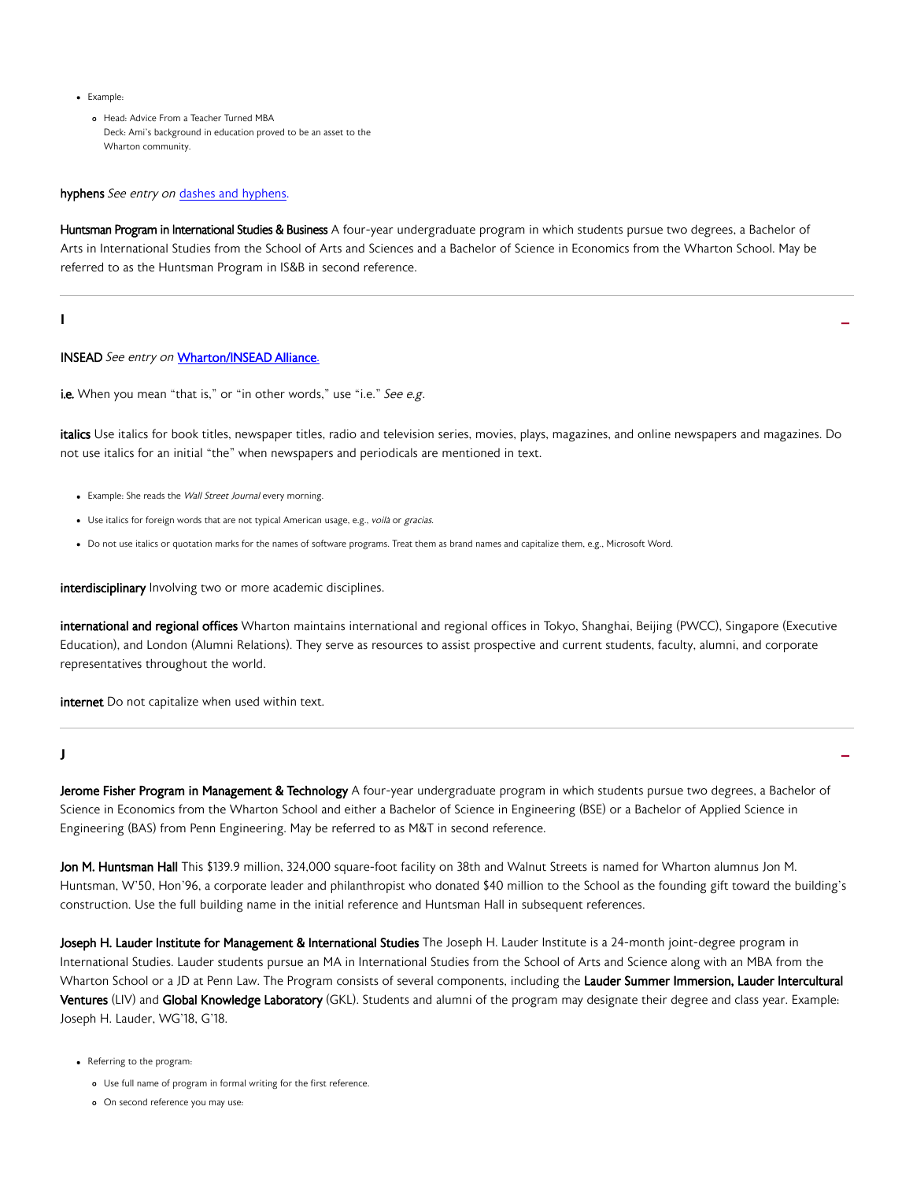- Example:
  - Head: Advice From a Teacher Turned MBA
    Deck: Ami's background in education proved to be an asset to the Wharton community.

**hyphens** *See entry on* [dashes and hyphens](#).

**Huntsman Program in International Studies & Business** A four-year undergraduate program in which students pursue two degrees, a Bachelor of Arts in International Studies from the School of Arts and Sciences and a Bachelor of Science in Economics from the Wharton School. May be referred to as the Huntsman Program in IS&B in second reference.

---

## I

**INSEAD** *See entry on* **[Wharton/INSEAD Alliance](#).**

**i.e.** When you mean "that is," or "in other words," use "i.e." *See e.g.*

**italics** Use italics for book titles, newspaper titles, radio and television series, movies, plays, magazines, and online newspapers and magazines. Do not use italics for an initial "the" when newspapers and periodicals are mentioned in text.

- Example: She reads the *Wall Street Journal* every morning.
- Use italics for foreign words that are not typical American usage, e.g., *voilà* or *gracias*.
- Do not use italics or quotation marks for the names of software programs. Treat them as brand names and capitalize them, e.g., Microsoft Word.

**interdisciplinary** Involving two or more academic disciplines.

**international and regional offices** Wharton maintains international and regional offices in Tokyo, Shanghai, Beijing (PWCC), Singapore (Executive Education), and London (Alumni Relations). They serve as resources to assist prospective and current students, faculty, alumni, and corporate representatives throughout the world.

**internet** Do not capitalize when used within text.

---

## J

**Jerome Fisher Program in Management & Technology** A four-year undergraduate program in which students pursue two degrees, a Bachelor of Science in Economics from the Wharton School and either a Bachelor of Science in Engineering (BSE) or a Bachelor of Applied Science in Engineering (BAS) from Penn Engineering. May be referred to as M&T in second reference.

**Jon M. Huntsman Hall** This $139.9 million, 324,000 square-foot facility on 38th and Walnut Streets is named for Wharton alumnus Jon M. Huntsman, W'50, Hon'96, a corporate leader and philanthropist who donated $40 million to the School as the founding gift toward the building's construction. Use the full building name in the initial reference and Huntsman Hall in subsequent references.

**Joseph H. Lauder Institute for Management & International Studies** The Joseph H. Lauder Institute is a 24-month joint-degree program in International Studies. Lauder students pursue an MA in International Studies from the School of Arts and Science along with an MBA from the Wharton School or a JD at Penn Law. The Program consists of several components, including the **Lauder Summer Immersion, Lauder Intercultural Ventures** (LIV) and **Global Knowledge Laboratory** (GKL). Students and alumni of the program may designate their degree and class year. Example: Joseph H. Lauder, WG'18, G'18.

- Referring to the program:
  - Use full name of program in formal writing for the first reference.
  - On second reference you may use: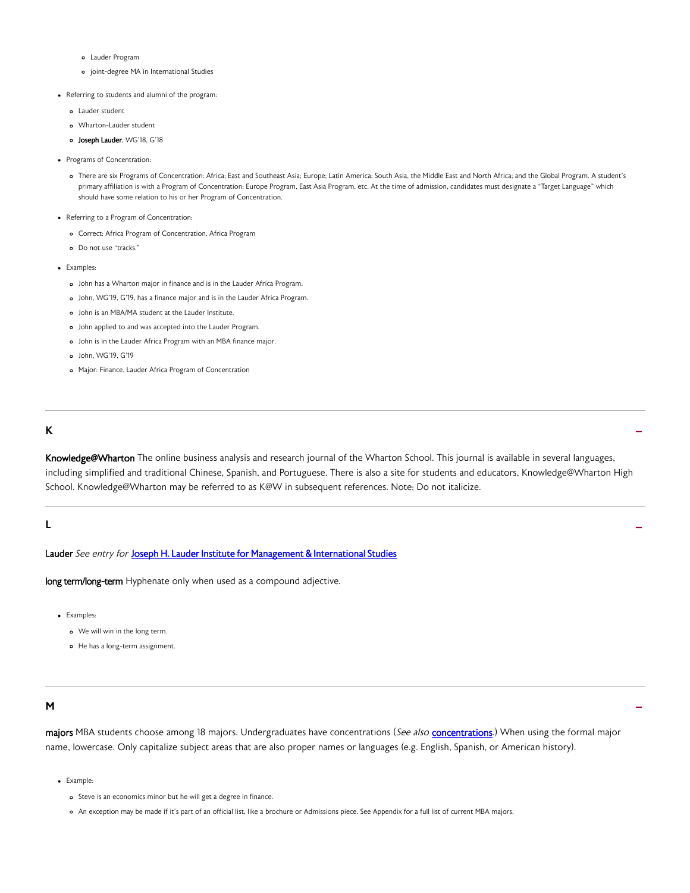- Lauder Program
  - joint-degree MA in International Studies

- Referring to students and alumni of the program:
  - Lauder student
  - Wharton-Lauder student
  - **Joseph Lauder**, WG'18, G'18

- Programs of Concentration:
  - There are six Programs of Concentration: Africa; East and Southeast Asia; Europe; Latin America; South Asia, the Middle East and North Africa; and the Global Program. A student's primary affiliation is with a Program of Concentration: Europe Program, East Asia Program, etc. At the time of admission, candidates must designate a "Target Language" which should have some relation to his or her Program of Concentration.

- Referring to a Program of Concentration:
  - Correct: Africa Program of Concentration, Africa Program
  - Do not use "tracks."

- Examples:
  - John has a Wharton major in finance and is in the Lauder Africa Program.
  - John, WG'19, G'19, has a finance major and is in the Lauder Africa Program.
  - John is an MBA/MA student at the Lauder Institute.
  - John applied to and was accepted into the Lauder Program.
  - John is in the Lauder Africa Program with an MBA finance major.
  - John, WG'19, G'19
  - Major: Finance, Lauder Africa Program of Concentration

---

## K

**Knowledge@Wharton** The online business analysis and research journal of the Wharton School. This journal is available in several languages, including simplified and traditional Chinese, Spanish, and Portuguese. There is also a site for students and educators, Knowledge@Wharton High School. Knowledge@Wharton may be referred to as K@W in subsequent references. Note: Do not italicize.

---

## L

**Lauder** *See entry for* Joseph H. Lauder Institute for Management & International Studies

**long term/long-term** Hyphenate only when used as a compound adjective.

- Examples:
  - We will win in the long term.
  - He has a long-term assignment.

---

## M

**majors** MBA students choose among 18 majors. Undergraduates have concentrations (*See also* concentrations.) When using the formal major name, lowercase. Only capitalize subject areas that are also proper names or languages (e.g. English, Spanish, or American history).

- Example:
  - Steve is an economics minor but he will get a degree in finance.
  - An exception may be made if it's part of an official list, like a brochure or Admissions piece. See Appendix for a full list of current MBA majors.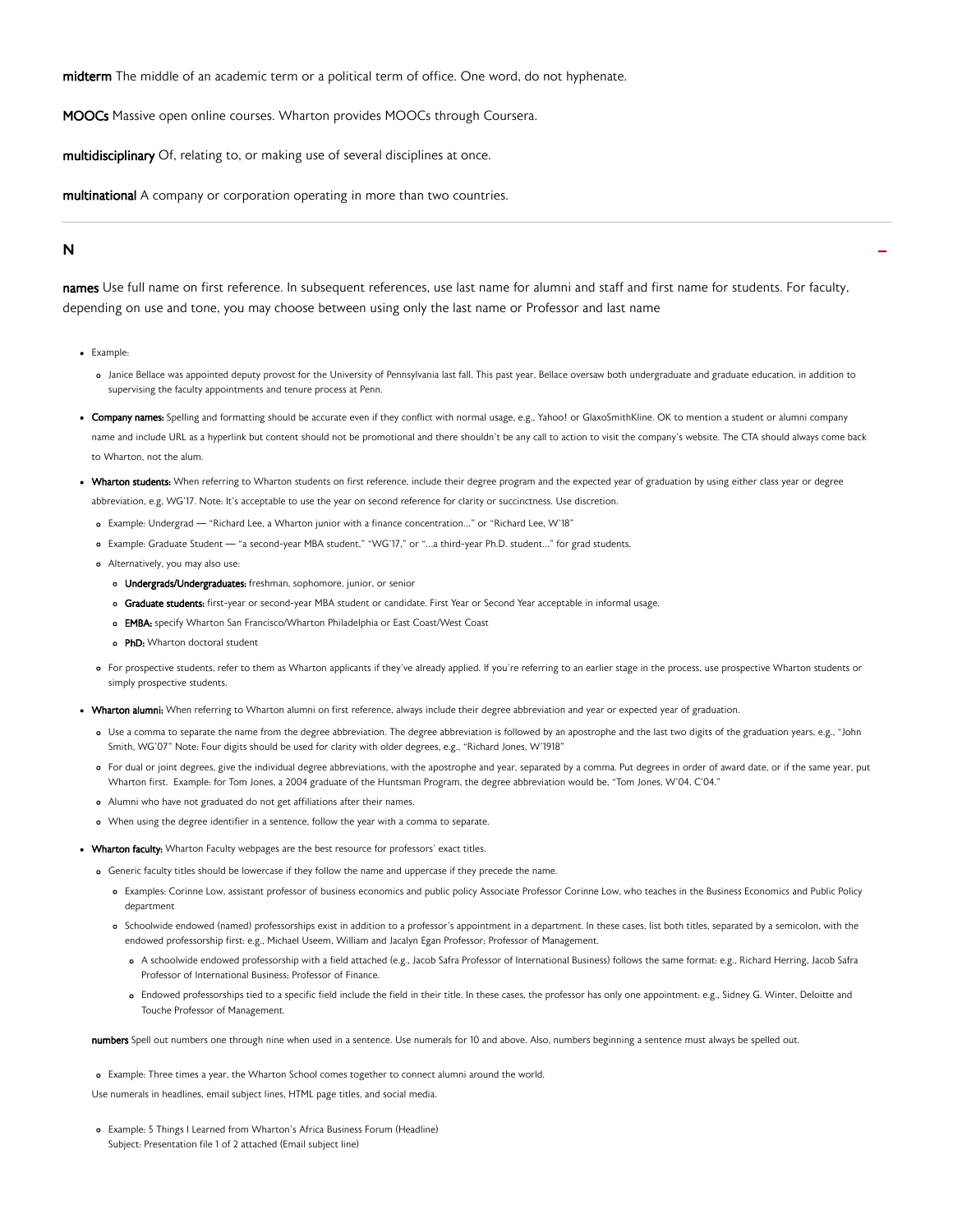**midterm** The middle of an academic term or a political term of office. One word, do not hyphenate.

**MOOCs** Massive open online courses. Wharton provides MOOCs through Coursera.

**multidisciplinary** Of, relating to, or making use of several disciplines at once.

**multinational** A company or corporation operating in more than two countries.

---

## N

**names** Use full name on first reference. In subsequent references, use last name for alumni and staff and first name for students. For faculty, depending on use and tone, you may choose between using only the last name or Professor and last name

- Example:
  - Janice Bellace was appointed deputy provost for the University of Pennsylvania last fall. This past year, Bellace oversaw both undergraduate and graduate education, in addition to supervising the faculty appointments and tenure process at Penn.
- **Company names:** Spelling and formatting should be accurate even if they conflict with normal usage, e.g., Yahoo! or GlaxoSmithKline. OK to mention a student or alumni company name and include URL as a hyperlink but content should not be promotional and there shouldn't be any call to action to visit the company's website. The CTA should always come back to Wharton, not the alum.
- **Wharton students:** When referring to Wharton students on first reference, include their degree program and the expected year of graduation by using either class year or degree abbreviation, e.g. WG'17. Note: It's acceptable to use the year on second reference for clarity or succinctness. Use discretion.
  - Example: Undergrad — "Richard Lee, a Wharton junior with a finance concentration…" or "Richard Lee, W'18"
  - Example: Graduate Student — "a second-year MBA student," "WG'17," or "…a third-year Ph.D. student…" for grad students.
  - Alternatively, you may also use:
    - **Undergrads/Undergraduates:** freshman, sophomore, junior, or senior
    - **Graduate students:** first-year or second-year MBA student or candidate. First Year or Second Year acceptable in informal usage.
    - **EMBA:** specify Wharton San Francisco/Wharton Philadelphia or East Coast/West Coast
    - **PhD:** Wharton doctoral student
  - For prospective students, refer to them as Wharton applicants if they've already applied. If you're referring to an earlier stage in the process, use prospective Wharton students or simply prospective students.
- **Wharton alumni:** When referring to Wharton alumni on first reference, always include their degree abbreviation and year or expected year of graduation.
  - Use a comma to separate the name from the degree abbreviation. The degree abbreviation is followed by an apostrophe and the last two digits of the graduation years, e.g., "John Smith, WG'07" Note: Four digits should be used for clarity with older degrees, e.g., "Richard Jones, W'1918"
  - For dual or joint degrees, give the individual degree abbreviations, with the apostrophe and year, separated by a comma. Put degrees in order of award date, or if the same year, put Wharton first. Example: for Tom Jones, a 2004 graduate of the Huntsman Program, the degree abbreviation would be, "Tom Jones, W'04, C'04."
  - Alumni who have not graduated do not get affiliations after their names.
  - When using the degree identifier in a sentence, follow the year with a comma to separate.
- **Wharton faculty:** Wharton Faculty webpages are the best resource for professors' exact titles.
  - Generic faculty titles should be lowercase if they follow the name and uppercase if they precede the name.
    - Examples: Corinne Low, assistant professor of business economics and public policy Associate Professor Corinne Low, who teaches in the Business Economics and Public Policy department
    - Schoolwide endowed (named) professorships exist in addition to a professor's appointment in a department. In these cases, list both titles, separated by a semicolon, with the endowed professorship first: e.g., Michael Useem, William and Jacalyn Egan Professor; Professor of Management.
      - A schoolwide endowed professorship with a field attached (e.g., Jacob Safra Professor of International Business) follows the same format: e.g., Richard Herring, Jacob Safra Professor of International Business; Professor of Finance.
      - Endowed professorships tied to a specific field include the field in their title. In these cases, the professor has only one appointment: e.g., Sidney G. Winter, Deloitte and Touche Professor of Management.

**numbers** Spell out numbers one through nine when used in a sentence. Use numerals for 10 and above. Also, numbers beginning a sentence must always be spelled out.

- Example: Three times a year, the Wharton School comes together to connect alumni around the world.

Use numerals in headlines, email subject lines, HTML page titles, and social media.

- Example: 5 Things I Learned from Wharton's Africa Business Forum (Headline)
  Subject: Presentation file 1 of 2 attached (Email subject line)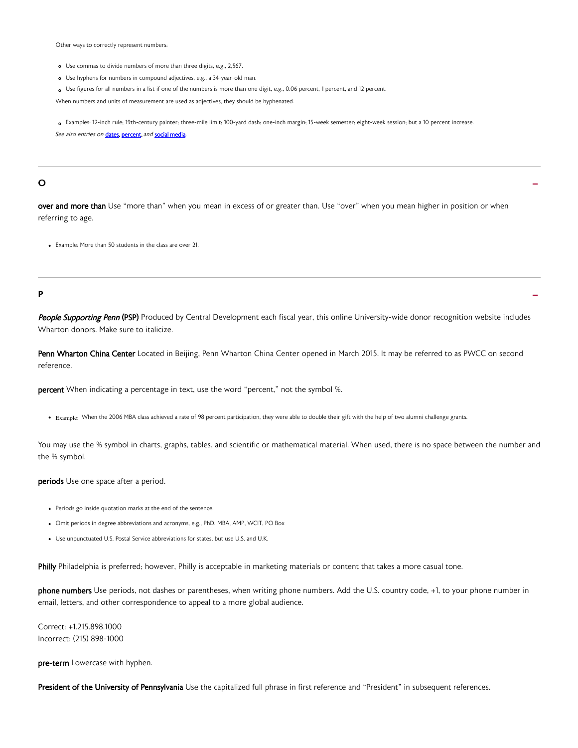Other ways to correctly represent numbers:

- Use commas to divide numbers of more than three digits, e.g., 2,567.
- Use hyphens for numbers in compound adjectives, e.g., a 34-year-old man.
- Use figures for all numbers in a list if one of the numbers is more than one digit, e.g., 0.06 percent, 1 percent, and 12 percent.

When numbers and units of measurement are used as adjectives, they should be hyphenated.

- Examples: 12-inch rule; 19th-century painter; three-mile limit; 100-yard dash; one-inch margin; 15-week semester; eight-week session; but a 10 percent increase.

*See also entries on* dates, percent, *and* social media.

## O

**over and more than** Use "more than" when you mean in excess of or greater than. Use "over" when you mean higher in position or when referring to age.

- Example: More than 50 students in the class are over 21.

## P

***People Supporting Penn* (PSP)** Produced by Central Development each fiscal year, this online University-wide donor recognition website includes Wharton donors. Make sure to italicize.

**Penn Wharton China Center** Located in Beijing, Penn Wharton China Center opened in March 2015. It may be referred to as PWCC on second reference.

**percent** When indicating a percentage in text, use the word "percent," not the symbol %.

- Example: When the 2006 MBA class achieved a rate of 98 percent participation, they were able to double their gift with the help of two alumni challenge grants.

You may use the % symbol in charts, graphs, tables, and scientific or mathematical material. When used, there is no space between the number and the % symbol.

**periods** Use one space after a period.

- Periods go inside quotation marks at the end of the sentence.
- Omit periods in degree abbreviations and acronyms, e.g., PhD, MBA, AMP, WCIT, PO Box
- Use unpunctuated U.S. Postal Service abbreviations for states, but use U.S. and U.K.

**Philly** Philadelphia is preferred; however, Philly is acceptable in marketing materials or content that takes a more casual tone.

**phone numbers** Use periods, not dashes or parentheses, when writing phone numbers. Add the U.S. country code, +1, to your phone number in email, letters, and other correspondence to appeal to a more global audience.

Correct: +1.215.898.1000
Incorrect: (215) 898-1000

**pre-term** Lowercase with hyphen.

**President of the University of Pennsylvania** Use the capitalized full phrase in first reference and "President" in subsequent references.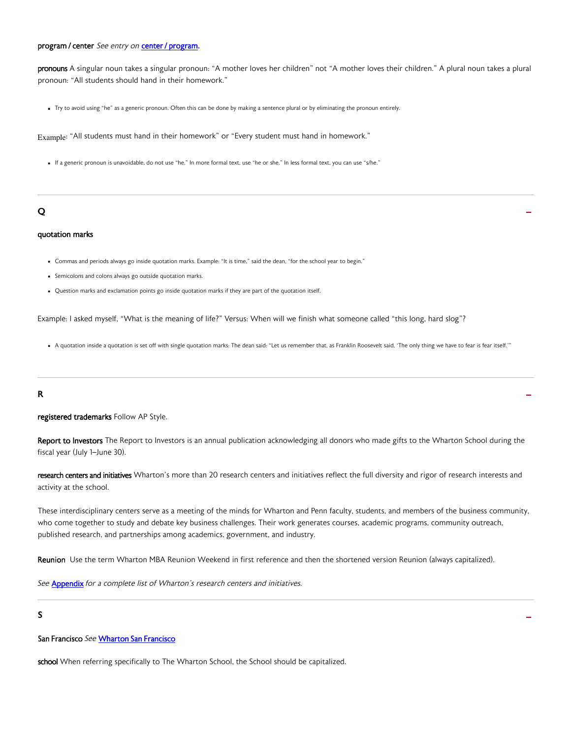**program / center** *See entry on* [center / program](center / program).

**pronouns** A singular noun takes a singular pronoun: "A mother loves her children" not "A mother loves their children." A plural noun takes a plural pronoun: "All students should hand in their homework."

- Try to avoid using "he" as a generic pronoun. Often this can be done by making a sentence plural or by eliminating the pronoun entirely.

Example: "All students must hand in their homework" or "Every student must hand in homework."

- If a generic pronoun is unavoidable, do not use "he." In more formal text, use "he or she." In less formal text, you can use "s/he."

## Q

**quotation marks**

- Commas and periods always go inside quotation marks. Example: "It is time," said the dean, "for the school year to begin."
- Semicolons and colons always go outside quotation marks.
- Question marks and exclamation points go inside quotation marks if they are part of the quotation itself.

Example: I asked myself, "What is the meaning of life?" Versus: When will we finish what someone called "this long, hard slog"?

- A quotation inside a quotation is set off with single quotation marks: The dean said: "Let us remember that, as Franklin Roosevelt said, 'The only thing we have to fear is fear itself.'"

## R

**registered trademarks** Follow AP Style.

**Report to Investors** The Report to Investors is an annual publication acknowledging all donors who made gifts to the Wharton School during the fiscal year (July 1–June 30).

**research centers and initiatives** Wharton's more than 20 research centers and initiatives reflect the full diversity and rigor of research interests and activity at the school.

These interdisciplinary centers serve as a meeting of the minds for Wharton and Penn faculty, students, and members of the business community, who come together to study and debate key business challenges. Their work generates courses, academic programs, community outreach, published research, and partnerships among academics, government, and industry.

**Reunion** Use the term Wharton MBA Reunion Weekend in first reference and then the shortened version Reunion (always capitalized).

*See* Appendix *for a complete list of Wharton's research centers and initiatives.*

## S

**San Francisco** *See* Wharton San Francisco

**school** When referring specifically to The Wharton School, the School should be capitalized.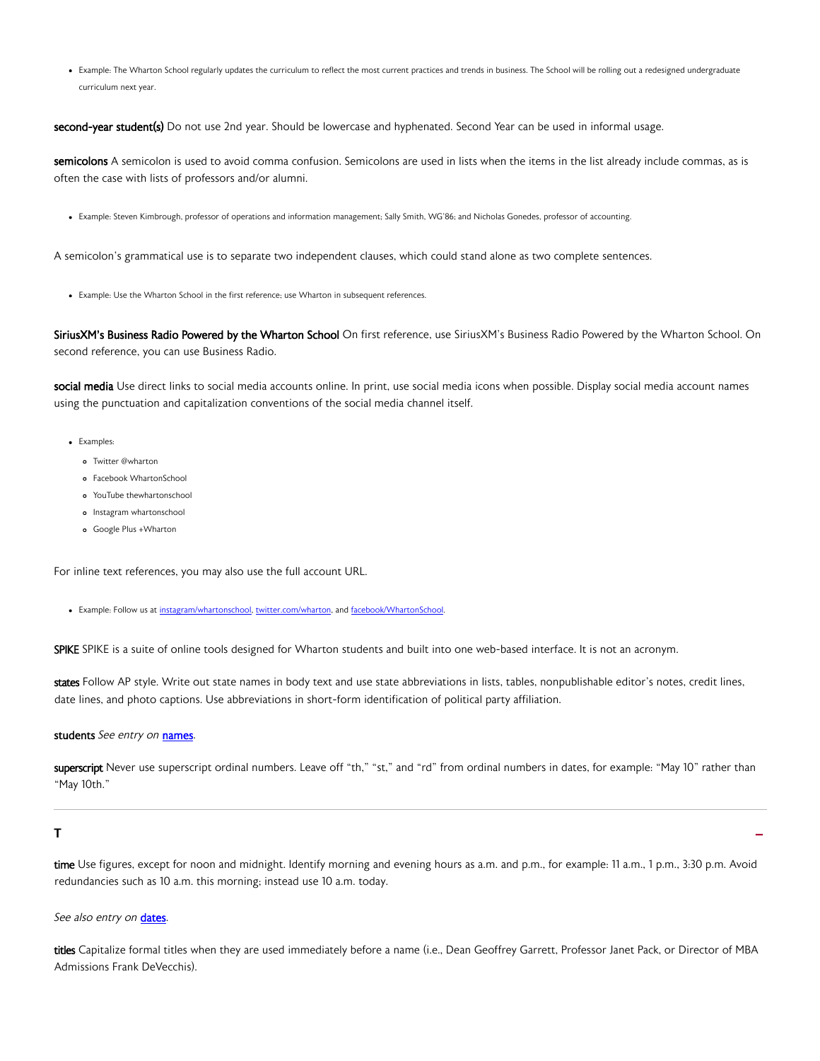- Example: The Wharton School regularly updates the curriculum to reflect the most current practices and trends in business. The School will be rolling out a redesigned undergraduate curriculum next year.

**second-year student(s)** Do not use 2nd year. Should be lowercase and hyphenated. Second Year can be used in informal usage.

**semicolons** A semicolon is used to avoid comma confusion. Semicolons are used in lists when the items in the list already include commas, as is often the case with lists of professors and/or alumni.

- Example: Steven Kimbrough, professor of operations and information management; Sally Smith, WG'86; and Nicholas Gonedes, professor of accounting.

A semicolon's grammatical use is to separate two independent clauses, which could stand alone as two complete sentences.

- Example: Use the Wharton School in the first reference; use Wharton in subsequent references.

**SiriusXM's Business Radio Powered by the Wharton School** On first reference, use SiriusXM's Business Radio Powered by the Wharton School. On second reference, you can use Business Radio.

**social media** Use direct links to social media accounts online. In print, use social media icons when possible. Display social media account names using the punctuation and capitalization conventions of the social media channel itself.

- Examples:
  - Twitter @wharton
  - Facebook WhartonSchool
  - YouTube thewhartonschool
  - Instagram whartonschool
  - Google Plus +Wharton

For inline text references, you may also use the full account URL.

- Example: Follow us at [instagram/whartonschool](instagram/whartonschool), [twitter.com/wharton](twitter.com/wharton), and [facebook/WhartonSchool](facebook/WhartonSchool).

**SPIKE** SPIKE is a suite of online tools designed for Wharton students and built into one web-based interface. It is not an acronym.

**states** Follow AP style. Write out state names in body text and use state abbreviations in lists, tables, nonpublishable editor's notes, credit lines, date lines, and photo captions. Use abbreviations in short-form identification of political party affiliation.

**students** *See entry on* [names](names).

**superscript** Never use superscript ordinal numbers. Leave off "th," "st," and "rd" from ordinal numbers in dates, for example: "May 10" rather than "May 10th."

---

## T

**time** Use figures, except for noon and midnight. Identify morning and evening hours as a.m. and p.m., for example: 11 a.m., 1 p.m., 3:30 p.m. Avoid redundancies such as 10 a.m. this morning; instead use 10 a.m. today.

*See also entry on* [dates](dates).

**titles** Capitalize formal titles when they are used immediately before a name (i.e., Dean Geoffrey Garrett, Professor Janet Pack, or Director of MBA Admissions Frank DeVecchis).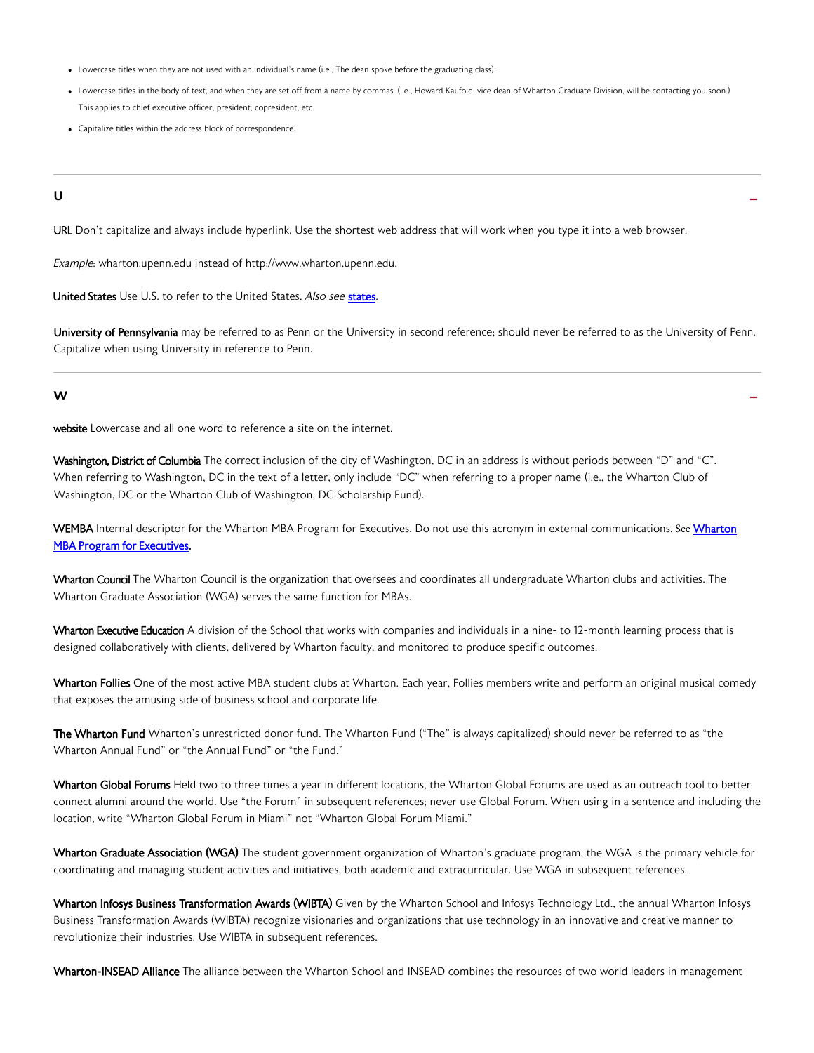- Lowercase titles when they are not used with an individual's name (i.e., The dean spoke before the graduating class).
- Lowercase titles in the body of text, and when they are set off from a name by commas. (i.e., Howard Kaufold, vice dean of Wharton Graduate Division, will be contacting you soon.) This applies to chief executive officer, president, copresident, etc.
- Capitalize titles within the address block of correspondence.

---

## U

**URL** Don't capitalize and always include hyperlink. Use the shortest web address that will work when you type it into a web browser.

*Example*: wharton.upenn.edu instead of http://www.wharton.upenn.edu.

**United States** Use U.S. to refer to the United States. *Also see* states.

**University of Pennsylvania** may be referred to as Penn or the University in second reference; should never be referred to as the University of Penn. Capitalize when using University in reference to Penn.

---

## W

**website** Lowercase and all one word to reference a site on the internet.

**Washington, District of Columbia** The correct inclusion of the city of Washington, DC in an address is without periods between "D" and "C". When referring to Washington, DC in the text of a letter, only include "DC" when referring to a proper name (i.e., the Wharton Club of Washington, DC or the Wharton Club of Washington, DC Scholarship Fund).

**WEMBA** Internal descriptor for the Wharton MBA Program for Executives. Do not use this acronym in external communications. See Wharton MBA Program for Executives.

**Wharton Council** The Wharton Council is the organization that oversees and coordinates all undergraduate Wharton clubs and activities. The Wharton Graduate Association (WGA) serves the same function for MBAs.

**Wharton Executive Education** A division of the School that works with companies and individuals in a nine- to 12-month learning process that is designed collaboratively with clients, delivered by Wharton faculty, and monitored to produce specific outcomes.

**Wharton Follies** One of the most active MBA student clubs at Wharton. Each year, Follies members write and perform an original musical comedy that exposes the amusing side of business school and corporate life.

**The Wharton Fund** Wharton's unrestricted donor fund. The Wharton Fund ("The" is always capitalized) should never be referred to as "the Wharton Annual Fund" or "the Annual Fund" or "the Fund."

**Wharton Global Forums** Held two to three times a year in different locations, the Wharton Global Forums are used as an outreach tool to better connect alumni around the world. Use "the Forum" in subsequent references; never use Global Forum. When using in a sentence and including the location, write "Wharton Global Forum in Miami" not "Wharton Global Forum Miami."

**Wharton Graduate Association (WGA)** The student government organization of Wharton's graduate program, the WGA is the primary vehicle for coordinating and managing student activities and initiatives, both academic and extracurricular. Use WGA in subsequent references.

**Wharton Infosys Business Transformation Awards (WIBTA)** Given by the Wharton School and Infosys Technology Ltd., the annual Wharton Infosys Business Transformation Awards (WIBTA) recognize visionaries and organizations that use technology in an innovative and creative manner to revolutionize their industries. Use WIBTA in subsequent references.

**Wharton-INSEAD Alliance** The alliance between the Wharton School and INSEAD combines the resources of two world leaders in management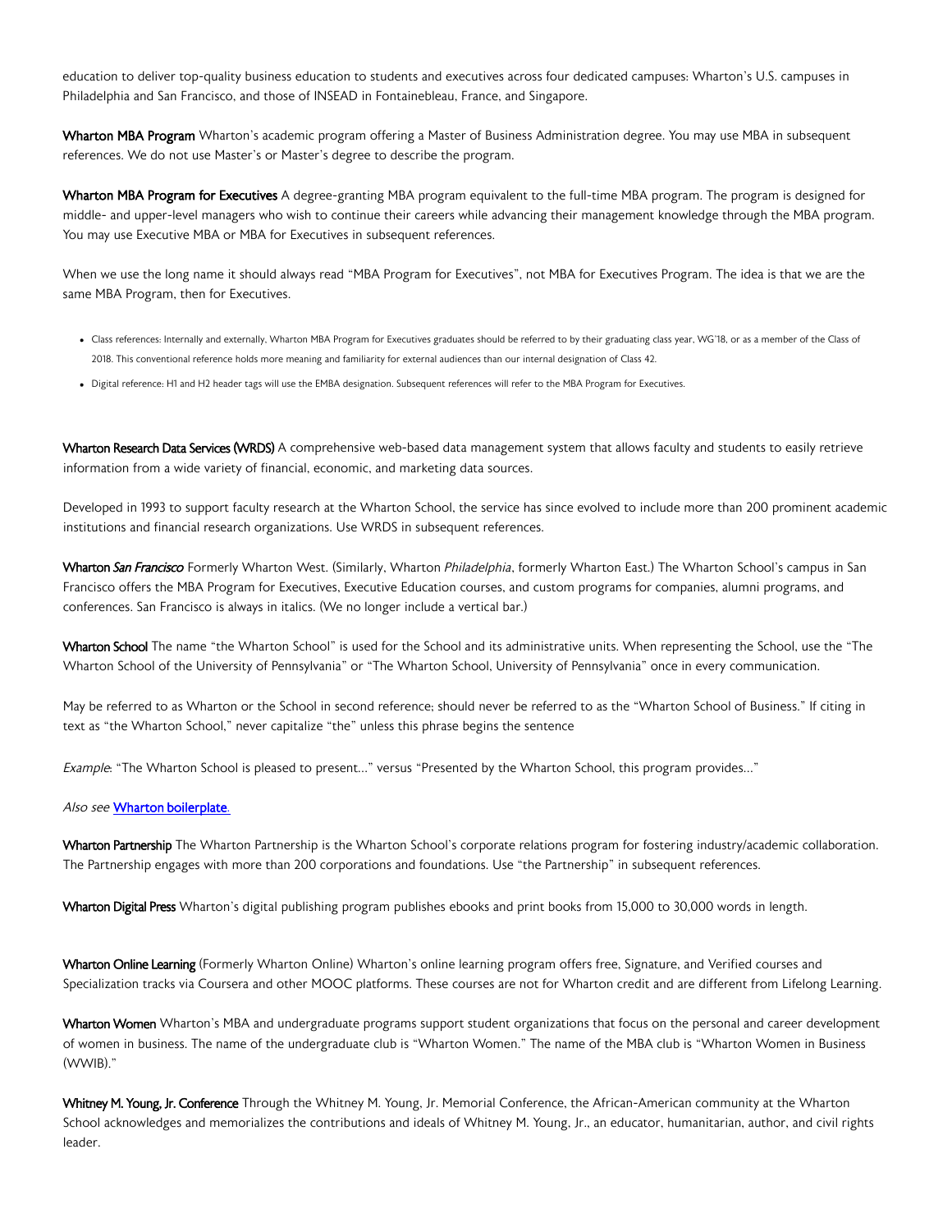education to deliver top-quality business education to students and executives across four dedicated campuses: Wharton's U.S. campuses in Philadelphia and San Francisco, and those of INSEAD in Fontainebleau, France, and Singapore.

**Wharton MBA Program** Wharton's academic program offering a Master of Business Administration degree. You may use MBA in subsequent references. We do not use Master's or Master's degree to describe the program.

**Wharton MBA Program for Executives** A degree-granting MBA program equivalent to the full-time MBA program. The program is designed for middle- and upper-level managers who wish to continue their careers while advancing their management knowledge through the MBA program. You may use Executive MBA or MBA for Executives in subsequent references.

When we use the long name it should always read "MBA Program for Executives", not MBA for Executives Program. The idea is that we are the same MBA Program, then for Executives.

- Class references: Internally and externally, Wharton MBA Program for Executives graduates should be referred to by their graduating class year, WG'18, or as a member of the Class of 2018. This conventional reference holds more meaning and familiarity for external audiences than our internal designation of Class 42.
- Digital reference: H1 and H2 header tags will use the EMBA designation. Subsequent references will refer to the MBA Program for Executives.

**Wharton Research Data Services (WRDS)** A comprehensive web-based data management system that allows faculty and students to easily retrieve information from a wide variety of financial, economic, and marketing data sources.

Developed in 1993 to support faculty research at the Wharton School, the service has since evolved to include more than 200 prominent academic institutions and financial research organizations. Use WRDS in subsequent references.

**Wharton *San Francisco*** Formerly Wharton West. (Similarly, Wharton *Philadelphia*, formerly Wharton East.) The Wharton School's campus in San Francisco offers the MBA Program for Executives, Executive Education courses, and custom programs for companies, alumni programs, and conferences. San Francisco is always in italics. (We no longer include a vertical bar.)

**Wharton School** The name "the Wharton School" is used for the School and its administrative units. When representing the School, use the "The Wharton School of the University of Pennsylvania" or "The Wharton School, University of Pennsylvania" once in every communication.

May be referred to as Wharton or the School in second reference; should never be referred to as the "Wharton School of Business." If citing in text as "the Wharton School," never capitalize "the" unless this phrase begins the sentence

*Example*: "The Wharton School is pleased to present…" versus "Presented by the Wharton School, this program provides…"

*Also see* Wharton boilerplate.

**Wharton Partnership** The Wharton Partnership is the Wharton School's corporate relations program for fostering industry/academic collaboration. The Partnership engages with more than 200 corporations and foundations. Use "the Partnership" in subsequent references.

**Wharton Digital Press** Wharton's digital publishing program publishes ebooks and print books from 15,000 to 30,000 words in length.

**Wharton Online Learning** (Formerly Wharton Online) Wharton's online learning program offers free, Signature, and Verified courses and Specialization tracks via Coursera and other MOOC platforms. These courses are not for Wharton credit and are different from Lifelong Learning.

**Wharton Women** Wharton's MBA and undergraduate programs support student organizations that focus on the personal and career development of women in business. The name of the undergraduate club is "Wharton Women." The name of the MBA club is "Wharton Women in Business (WWIB)."

**Whitney M. Young, Jr. Conference** Through the Whitney M. Young, Jr. Memorial Conference, the African-American community at the Wharton School acknowledges and memorializes the contributions and ideals of Whitney M. Young, Jr., an educator, humanitarian, author, and civil rights leader.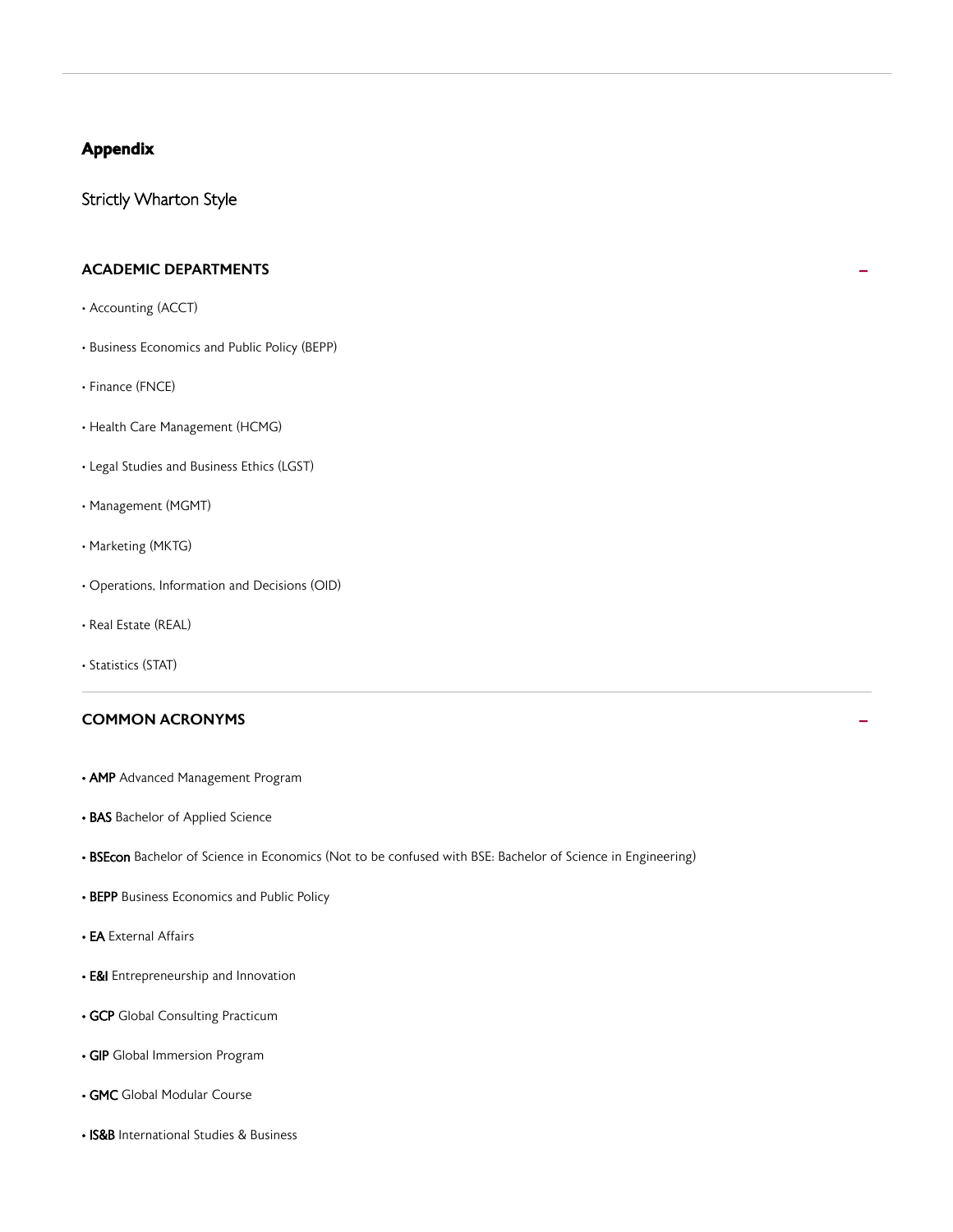## Appendix

Strictly Wharton Style

### ACADEMIC DEPARTMENTS

- Accounting (ACCT)
- Business Economics and Public Policy (BEPP)
- Finance (FNCE)
- Health Care Management (HCMG)
- Legal Studies and Business Ethics (LGST)
- Management (MGMT)
- Marketing (MKTG)
- Operations, Information and Decisions (OID)
- Real Estate (REAL)
- Statistics (STAT)

### COMMON ACRONYMS

- **AMP** Advanced Management Program
- **BAS** Bachelor of Applied Science
- **BSEcon** Bachelor of Science in Economics (Not to be confused with BSE: Bachelor of Science in Engineering)
- **BEPP** Business Economics and Public Policy
- **EA** External Affairs
- **E&I** Entrepreneurship and Innovation
- **GCP** Global Consulting Practicum
- **GIP** Global Immersion Program
- **GMC** Global Modular Course
- **IS&B** International Studies & Business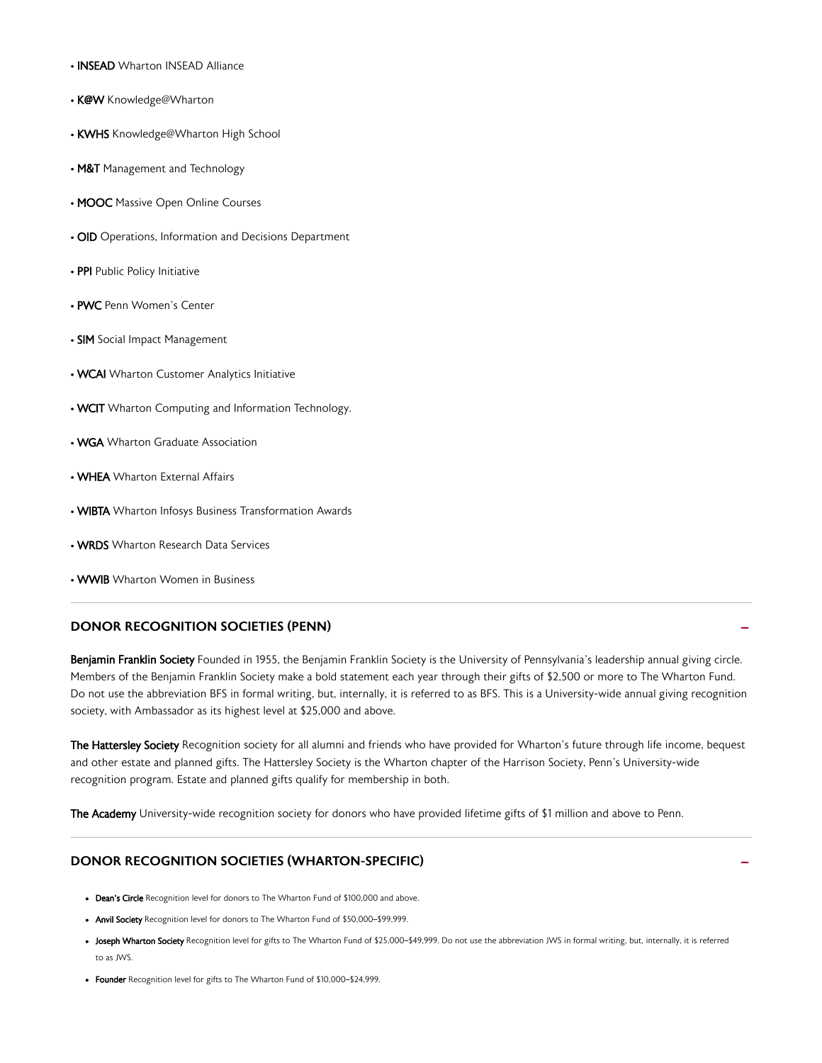- **INSEAD** Wharton INSEAD Alliance
- **K@W** Knowledge@Wharton
- **KWHS** Knowledge@Wharton High School
- **M&T** Management and Technology
- **MOOC** Massive Open Online Courses
- **OID** Operations, Information and Decisions Department
- **PPI** Public Policy Initiative
- **PWC** Penn Women's Center
- **SIM** Social Impact Management
- **WCAI** Wharton Customer Analytics Initiative
- **WCIT** Wharton Computing and Information Technology.
- **WGA** Wharton Graduate Association
- **WHEA** Wharton External Affairs
- **WIBTA** Wharton Infosys Business Transformation Awards
- **WRDS** Wharton Research Data Services
- **WWIB** Wharton Women in Business

## DONOR RECOGNITION SOCIETIES (PENN)

**Benjamin Franklin Society** Founded in 1955, the Benjamin Franklin Society is the University of Pennsylvania's leadership annual giving circle. Members of the Benjamin Franklin Society make a bold statement each year through their gifts of $2,500 or more to The Wharton Fund. Do not use the abbreviation BFS in formal writing, but, internally, it is referred to as BFS. This is a University-wide annual giving recognition society, with Ambassador as its highest level at $25,000 and above.

**The Hattersley Society** Recognition society for all alumni and friends who have provided for Wharton's future through life income, bequest and other estate and planned gifts. The Hattersley Society is the Wharton chapter of the Harrison Society, Penn's University-wide recognition program. Estate and planned gifts qualify for membership in both.

**The Academy** University-wide recognition society for donors who have provided lifetime gifts of $1 million and above to Penn.

## DONOR RECOGNITION SOCIETIES (WHARTON-SPECIFIC)

- **Dean's Circle** Recognition level for donors to The Wharton Fund of $100,000 and above.
- **Anvil Society** Recognition level for donors to The Wharton Fund of $50,000–$99,999.
- **Joseph Wharton Society** Recognition level for gifts to The Wharton Fund of $25,000–$49,999. Do not use the abbreviation JWS in formal writing, but, internally, it is referred to as JWS.
- **Founder** Recognition level for gifts to The Wharton Fund of $10,000–$24,999.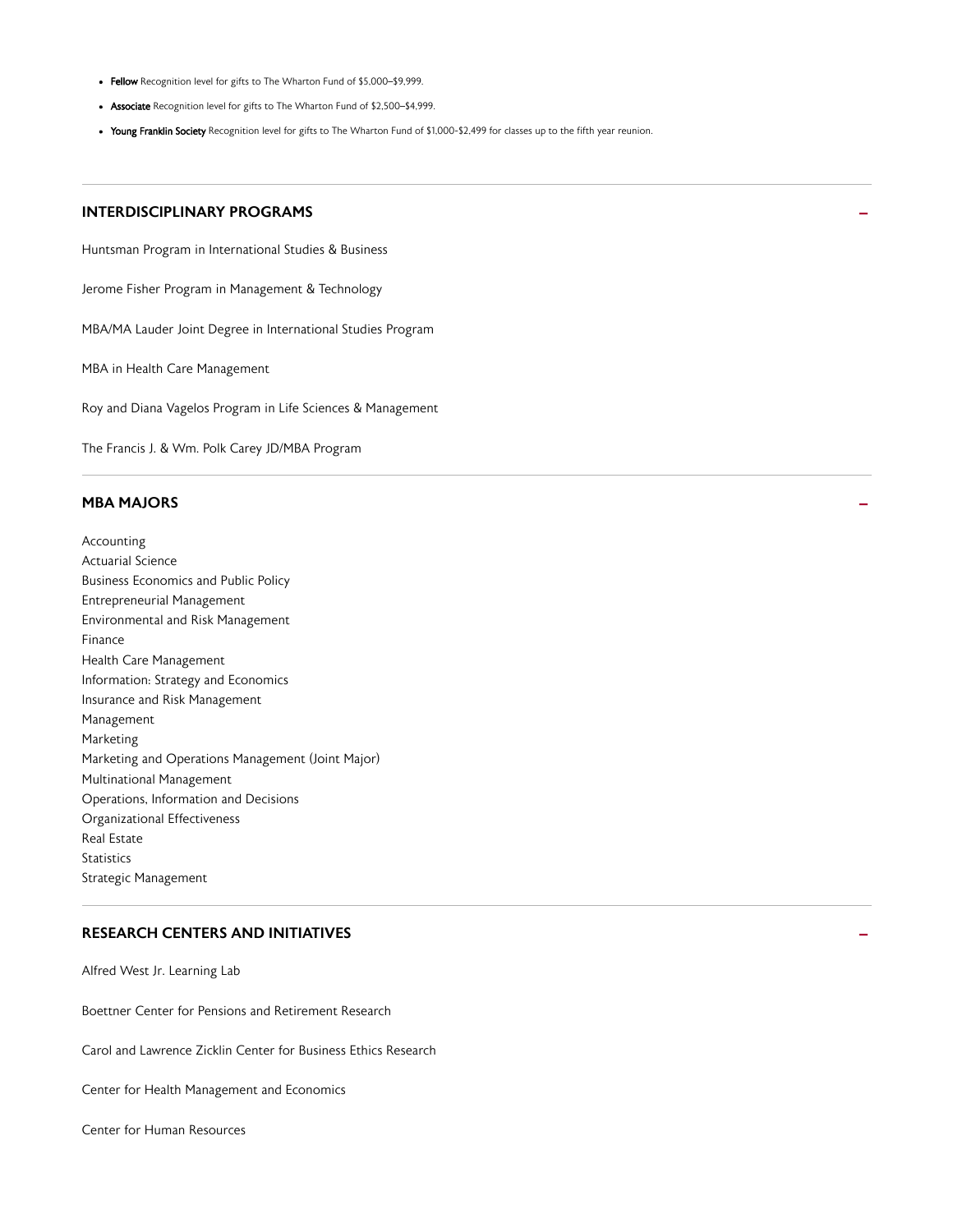- **Fellow** Recognition level for gifts to The Wharton Fund of $5,000–$9,999.
- **Associate** Recognition level for gifts to The Wharton Fund of $2,500–$4,999.
- **Young Franklin Society** Recognition level for gifts to The Wharton Fund of $1,000-$2,499 for classes up to the fifth year reunion.

## INTERDISCIPLINARY PROGRAMS

Huntsman Program in International Studies & Business

Jerome Fisher Program in Management & Technology

MBA/MA Lauder Joint Degree in International Studies Program

MBA in Health Care Management

Roy and Diana Vagelos Program in Life Sciences & Management

The Francis J. & Wm. Polk Carey JD/MBA Program

## MBA MAJORS

Accounting
Actuarial Science
Business Economics and Public Policy
Entrepreneurial Management
Environmental and Risk Management
Finance
Health Care Management
Information: Strategy and Economics
Insurance and Risk Management
Management
Marketing
Marketing and Operations Management (Joint Major)
Multinational Management
Operations, Information and Decisions
Organizational Effectiveness
Real Estate
Statistics
Strategic Management

## RESEARCH CENTERS AND INITIATIVES

Alfred West Jr. Learning Lab

Boettner Center for Pensions and Retirement Research

Carol and Lawrence Zicklin Center for Business Ethics Research

Center for Health Management and Economics

Center for Human Resources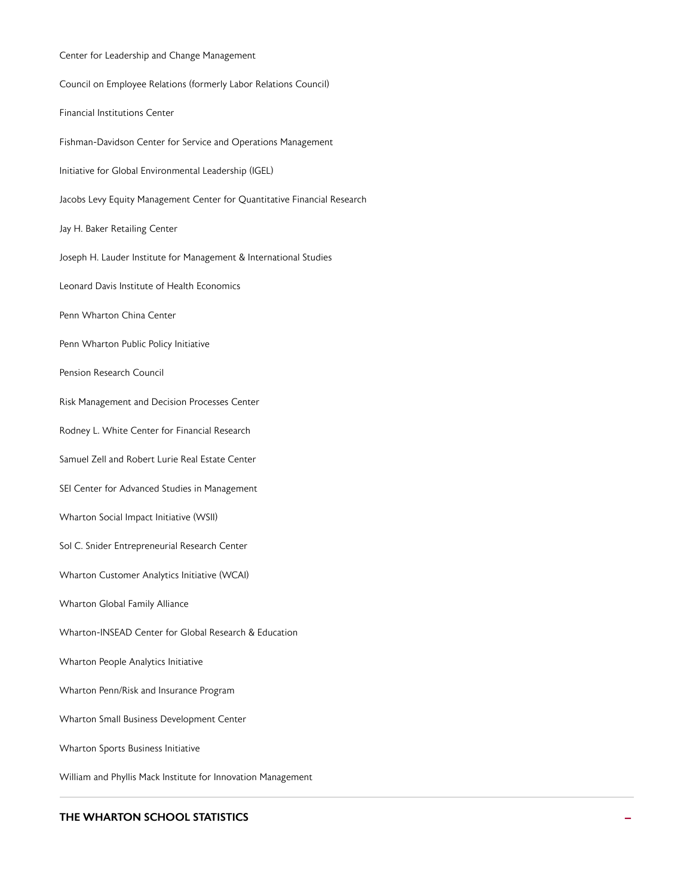Center for Leadership and Change Management

Council on Employee Relations (formerly Labor Relations Council)

Financial Institutions Center

Fishman-Davidson Center for Service and Operations Management

Initiative for Global Environmental Leadership (IGEL)

Jacobs Levy Equity Management Center for Quantitative Financial Research

Jay H. Baker Retailing Center

Joseph H. Lauder Institute for Management & International Studies

Leonard Davis Institute of Health Economics

Penn Wharton China Center

Penn Wharton Public Policy Initiative

Pension Research Council

Risk Management and Decision Processes Center

Rodney L. White Center for Financial Research

Samuel Zell and Robert Lurie Real Estate Center

SEI Center for Advanced Studies in Management

Wharton Social Impact Initiative (WSII)

Sol C. Snider Entrepreneurial Research Center

Wharton Customer Analytics Initiative (WCAI)

Wharton Global Family Alliance

Wharton-INSEAD Center for Global Research & Education

Wharton People Analytics Initiative

Wharton Penn/Risk and Insurance Program

Wharton Small Business Development Center

Wharton Sports Business Initiative

William and Phyllis Mack Institute for Innovation Management

---

## THE WHARTON SCHOOL STATISTICS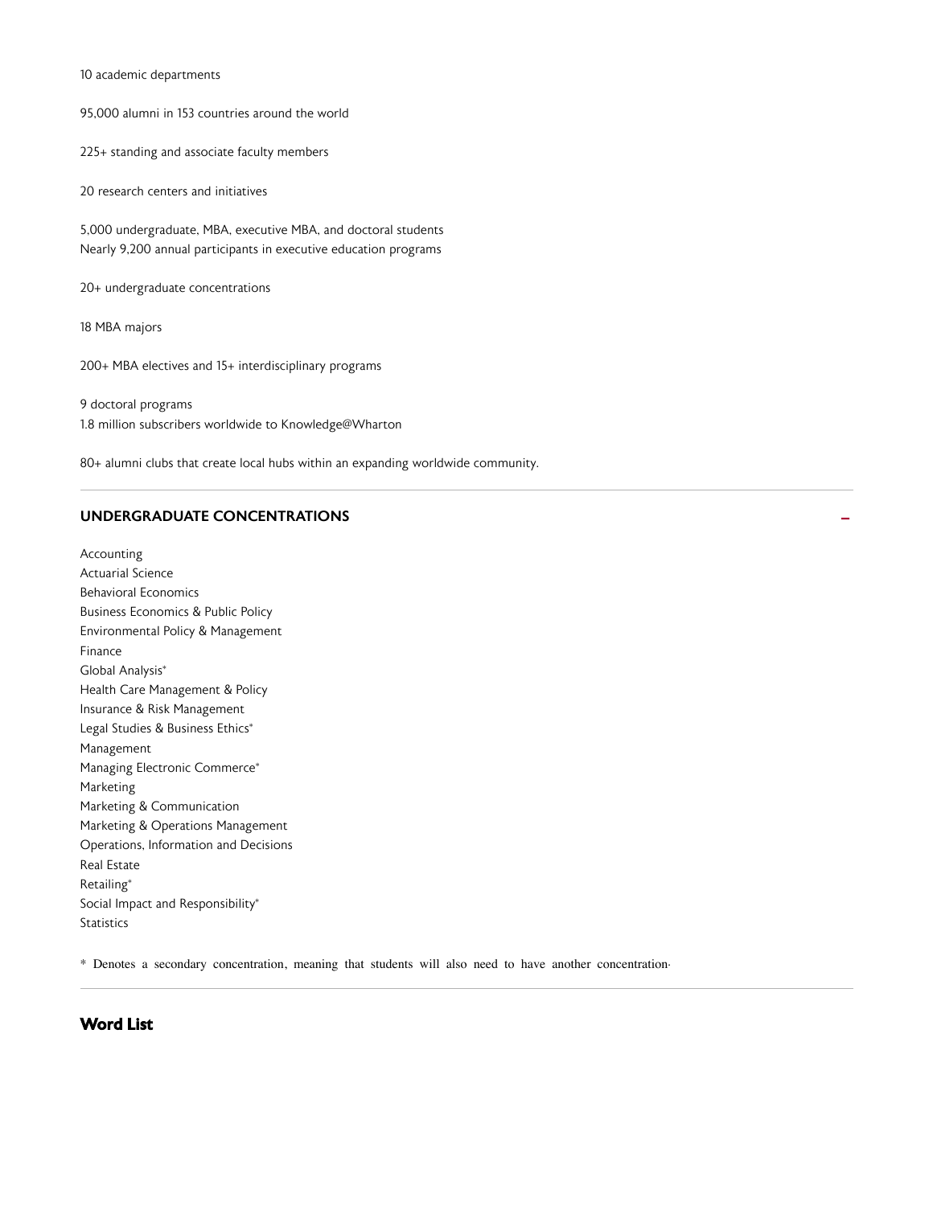10 academic departments

95,000 alumni in 153 countries around the world

225+ standing and associate faculty members

20 research centers and initiatives

5,000 undergraduate, MBA, executive MBA, and doctoral students
Nearly 9,200 annual participants in executive education programs

20+ undergraduate concentrations

18 MBA majors

200+ MBA electives and 15+ interdisciplinary programs

9 doctoral programs
1.8 million subscribers worldwide to Knowledge@Wharton

80+ alumni clubs that create local hubs within an expanding worldwide community.

---

## UNDERGRADUATE CONCENTRATIONS

Accounting
Actuarial Science
Behavioral Economics
Business Economics & Public Policy
Environmental Policy & Management
Finance
Global Analysis*
Health Care Management & Policy
Insurance & Risk Management
Legal Studies & Business Ethics*
Management
Managing Electronic Commerce*
Marketing
Marketing & Communication
Marketing & Operations Management
Operations, Information and Decisions
Real Estate
Retailing*
Social Impact and Responsibility*
Statistics

* Denotes a secondary concentration, meaning that students will also need to have another concentration.

---

## Word List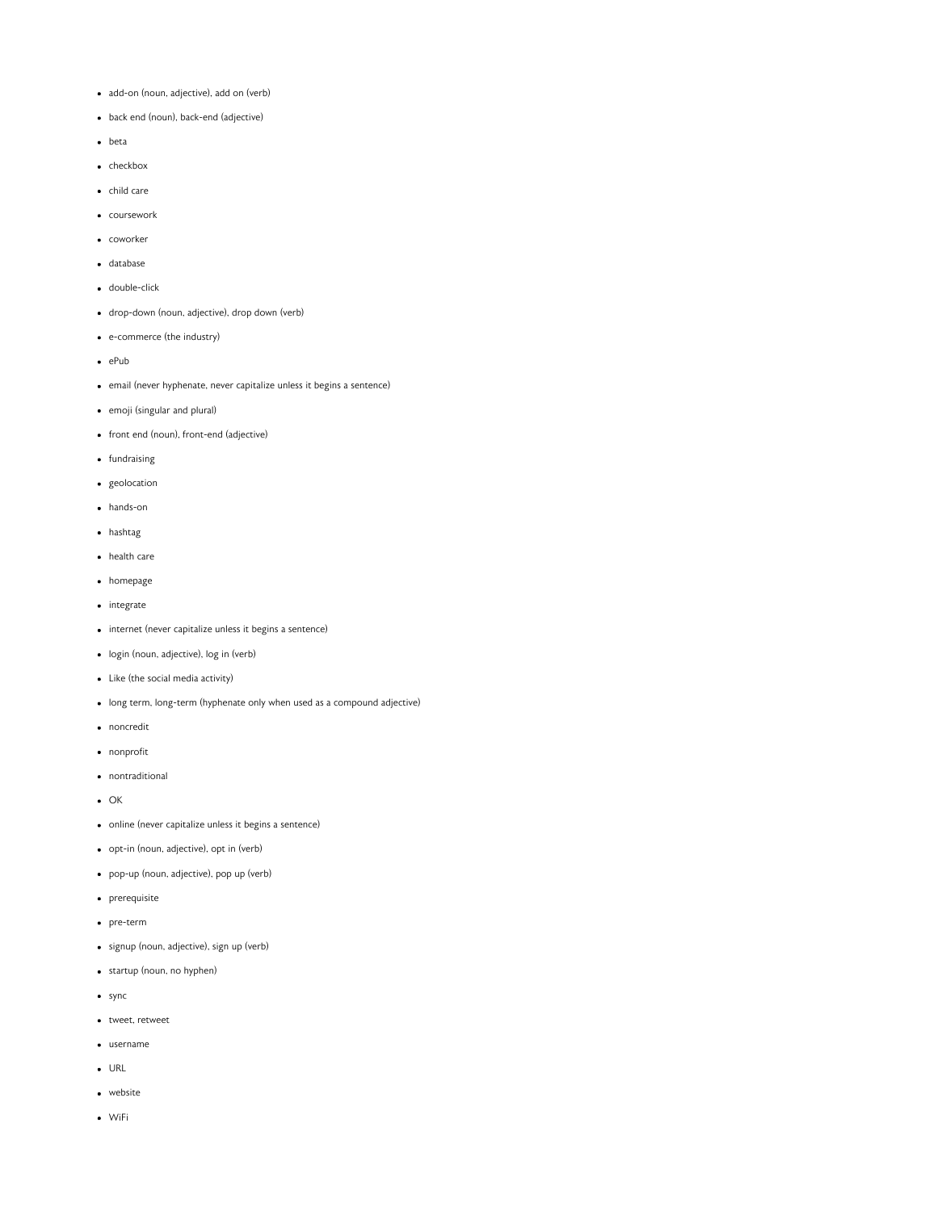- add-on (noun, adjective), add on (verb)
- back end (noun), back-end (adjective)
- beta
- checkbox
- child care
- coursework
- coworker
- database
- double-click
- drop-down (noun, adjective), drop down (verb)
- e-commerce (the industry)
- ePub
- email (never hyphenate, never capitalize unless it begins a sentence)
- emoji (singular and plural)
- front end (noun), front-end (adjective)
- fundraising
- geolocation
- hands-on
- hashtag
- health care
- homepage
- integrate
- internet (never capitalize unless it begins a sentence)
- login (noun, adjective), log in (verb)
- Like (the social media activity)
- long term, long-term (hyphenate only when used as a compound adjective)
- noncredit
- nonprofit
- nontraditional
- OK
- online (never capitalize unless it begins a sentence)
- opt-in (noun, adjective), opt in (verb)
- pop-up (noun, adjective), pop up (verb)
- prerequisite
- pre-term
- signup (noun, adjective), sign up (verb)
- startup (noun, no hyphen)
- sync
- tweet, retweet
- username
- URL
- website
- WiFi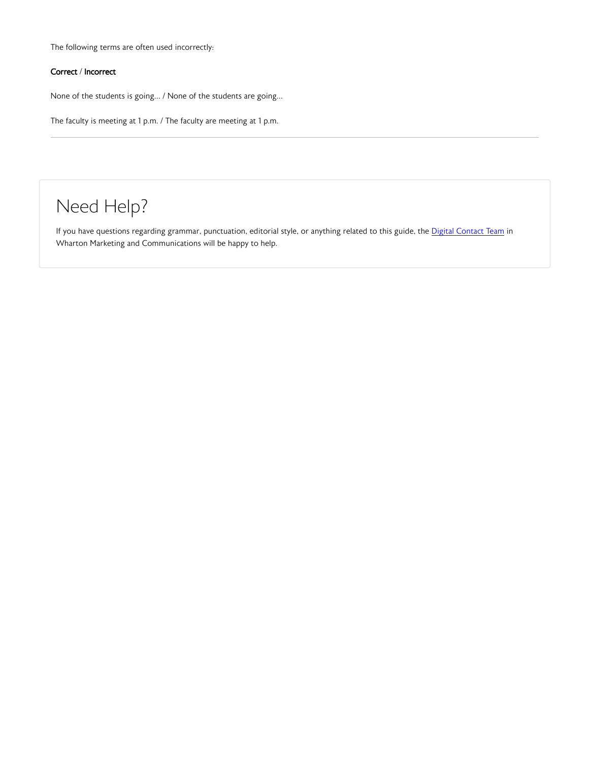The following terms are often used incorrectly:

**Correct** / **Incorrect**

None of the students is going… / None of the students are going…

The faculty is meeting at 1 p.m. / The faculty are meeting at 1 p.m.

---

## Need Help?

If you have questions regarding grammar, punctuation, editorial style, or anything related to this guide, the Digital Contact Team in Wharton Marketing and Communications will be happy to help.